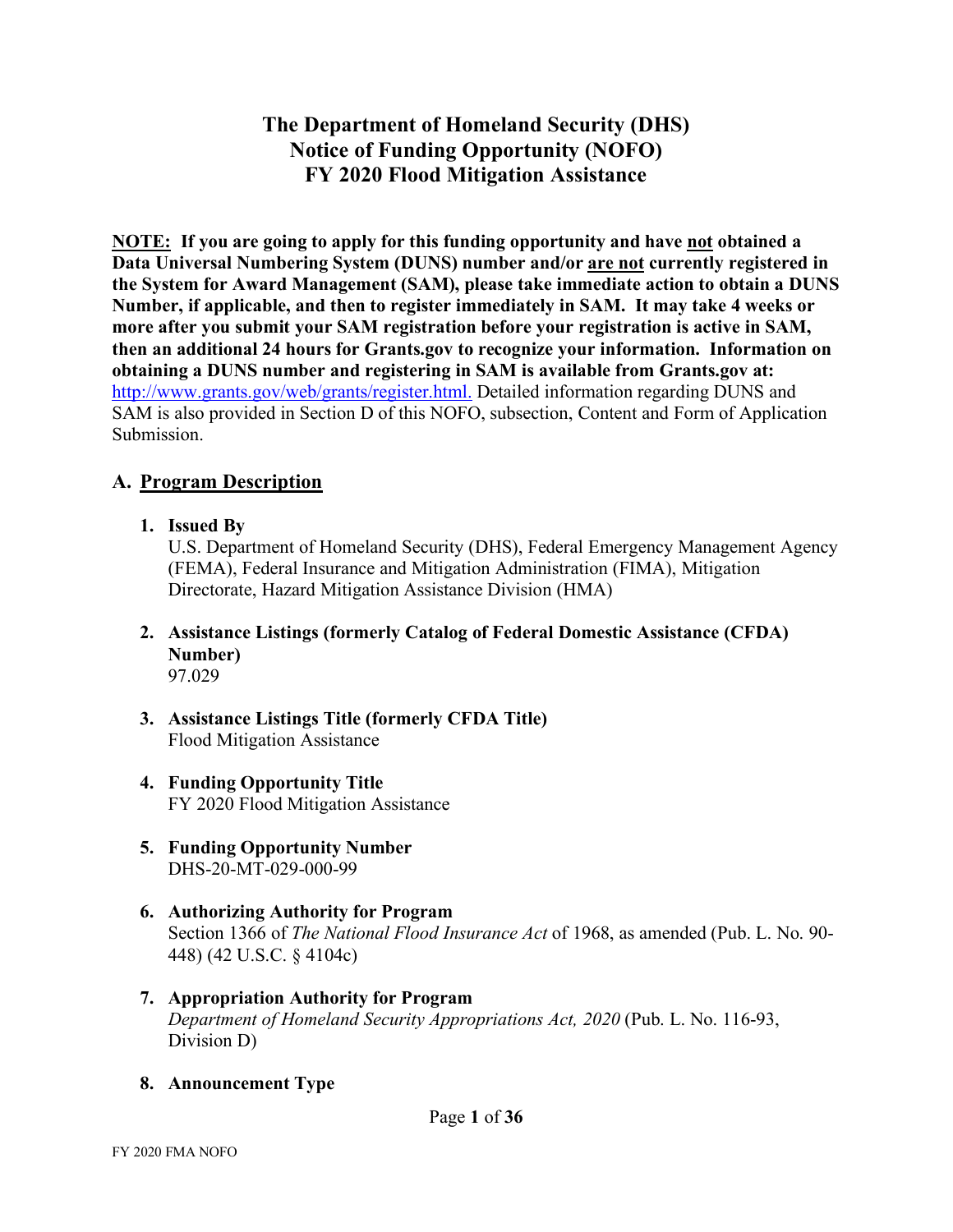# The Department of Homeland Security (DHS) Notice of Funding Opportunity (NOFO) FY 2020 Flood Mitigation Assistance

**NOTE: If you are going to apply for this funding opportunity and have not obtained a Data Universal Numbering System (DUNS) number and/or are not currently registered in the System for Award Management (SAM), please take immediate action to obtain a DUNS Number, if applicable, and then to register immediately in SAM. It may take 4 weeks or more after you submit your SAM registration before your registration is active in SAM, then an additional 24 hours for Grants.gov to recognize your information. Information on obtaining a DUNS number and registering in SAM is available from Grants.gov at:** [http://www.grants.gov/web/grants/register.html.](http://www.grants.gov/web/grants/register.html) Detailed information regarding DUNS and SAM is also provided in Section D of this NOFO, subsection, Content and Form of Application Submission.

## A. Program Description

1. **Issued By**
   U.S. Department of Homeland Security (DHS), Federal Emergency Management Agency (FEMA), Federal Insurance and Mitigation Administration (FIMA), Mitigation Directorate, Hazard Mitigation Assistance Division (HMA)

2. **Assistance Listings (formerly Catalog of Federal Domestic Assistance (CFDA) Number)**
   97.029

3. **Assistance Listings Title (formerly CFDA Title)**
   Flood Mitigation Assistance

4. **Funding Opportunity Title**
   FY 2020 Flood Mitigation Assistance

5. **Funding Opportunity Number**
   DHS-20-MT-029-000-99

6. **Authorizing Authority for Program**
   Section 1366 of *The National Flood Insurance Act* of 1968, as amended (Pub. L. No. 90-448) (42 U.S.C. § 4104c)

7. **Appropriation Authority for Program**
   *Department of Homeland Security Appropriations Act, 2020* (Pub. L. No. 116-93, Division D)

8. **Announcement Type**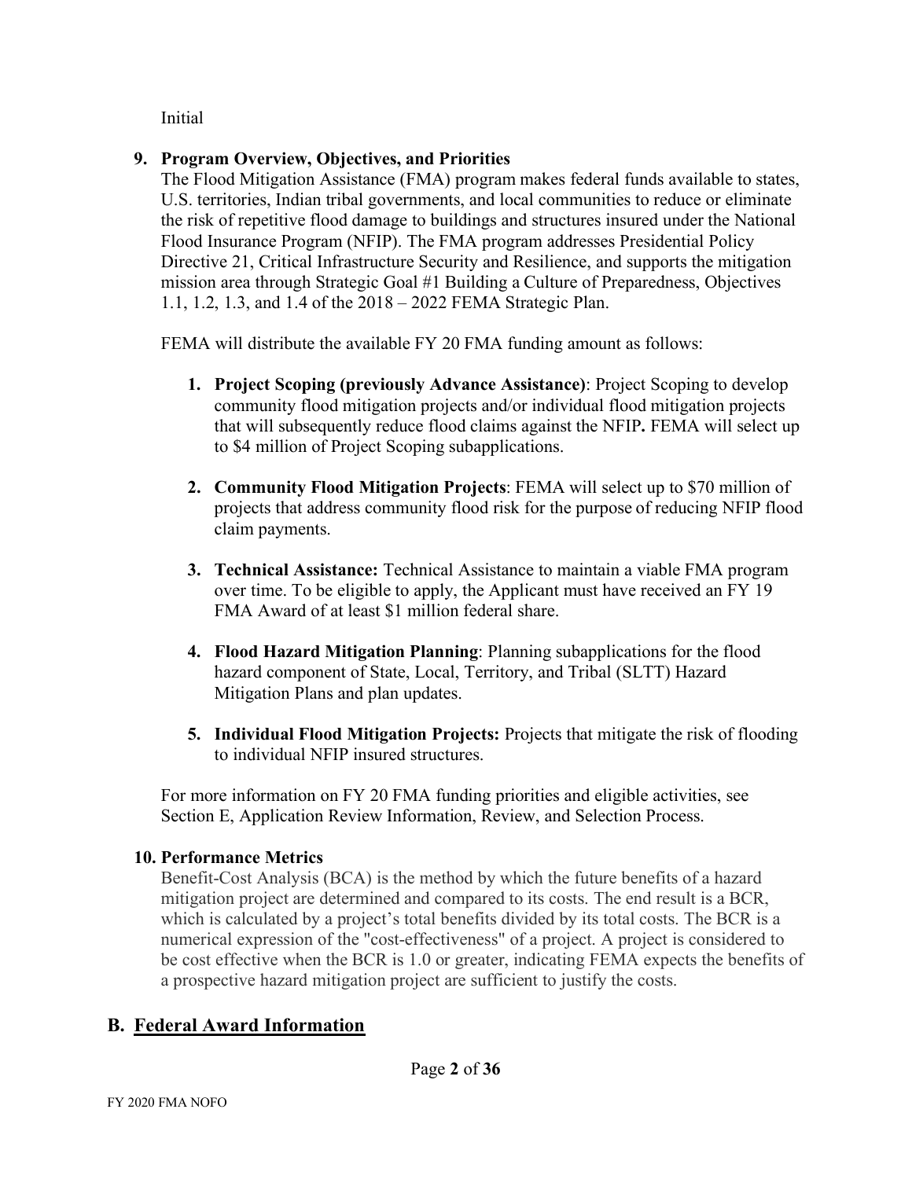Initial

**9. Program Overview, Objectives, and Priorities**

The Flood Mitigation Assistance (FMA) program makes federal funds available to states, U.S. territories, Indian tribal governments, and local communities to reduce or eliminate the risk of repetitive flood damage to buildings and structures insured under the National Flood Insurance Program (NFIP). The FMA program addresses Presidential Policy Directive 21, Critical Infrastructure Security and Resilience, and supports the mitigation mission area through Strategic Goal #1 Building a Culture of Preparedness, Objectives 1.1, 1.2, 1.3, and 1.4 of the 2018 – 2022 FEMA Strategic Plan.

FEMA will distribute the available FY 20 FMA funding amount as follows:

1. **Project Scoping (previously Advance Assistance)**: Project Scoping to develop community flood mitigation projects and/or individual flood mitigation projects that will subsequently reduce flood claims against the NFIP**.** FEMA will select up to $4 million of Project Scoping subapplications.

2. **Community Flood Mitigation Projects**: FEMA will select up to $70 million of projects that address community flood risk for the purpose of reducing NFIP flood claim payments.

3. **Technical Assistance:** Technical Assistance to maintain a viable FMA program over time. To be eligible to apply, the Applicant must have received an FY 19 FMA Award of at least $1 million federal share.

4. **Flood Hazard Mitigation Planning**: Planning subapplications for the flood hazard component of State, Local, Territory, and Tribal (SLTT) Hazard Mitigation Plans and plan updates.

5. **Individual Flood Mitigation Projects:** Projects that mitigate the risk of flooding to individual NFIP insured structures.

For more information on FY 20 FMA funding priorities and eligible activities, see Section E, Application Review Information, Review, and Selection Process.

**10. Performance Metrics**

Benefit-Cost Analysis (BCA) is the method by which the future benefits of a hazard mitigation project are determined and compared to its costs. The end result is a BCR, which is calculated by a project's total benefits divided by its total costs. The BCR is a numerical expression of the "cost-effectiveness" of a project. A project is considered to be cost effective when the BCR is 1.0 or greater, indicating FEMA expects the benefits of a prospective hazard mitigation project are sufficient to justify the costs.

## B. Federal Award Information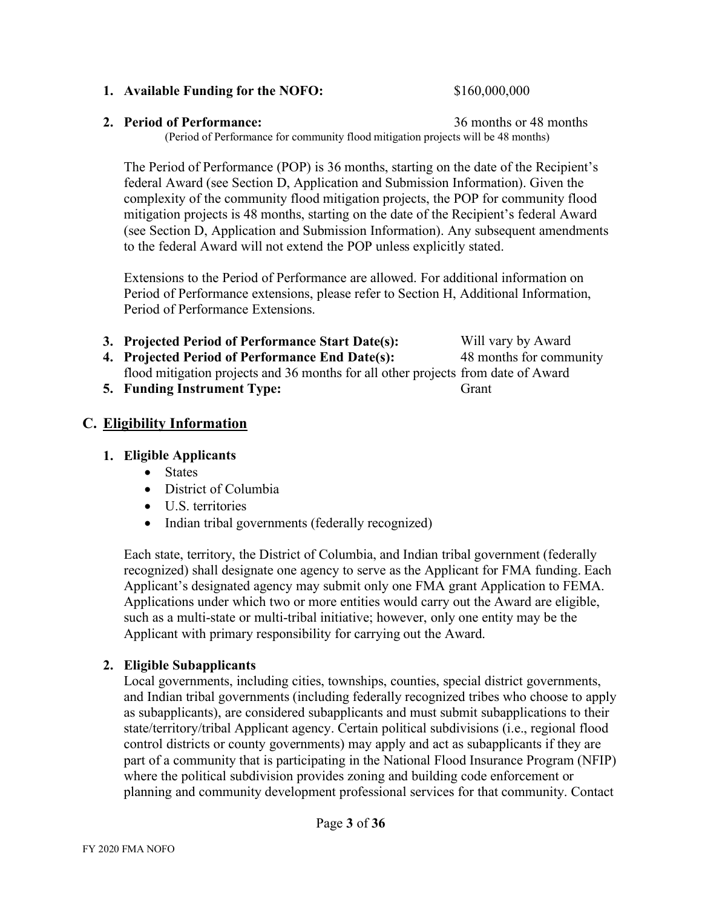1. **Available Funding for the NOFO:** $160,000,000

2. **Period of Performance:** 36 months or 48 months
   (Period of Performance for community flood mitigation projects will be 48 months)

   The Period of Performance (POP) is 36 months, starting on the date of the Recipient's federal Award (see Section D, Application and Submission Information). Given the complexity of the community flood mitigation projects, the POP for community flood mitigation projects is 48 months, starting on the date of the Recipient's federal Award (see Section D, Application and Submission Information). Any subsequent amendments to the federal Award will not extend the POP unless explicitly stated.

   Extensions to the Period of Performance are allowed. For additional information on Period of Performance extensions, please refer to Section H, Additional Information, Period of Performance Extensions.

3. **Projected Period of Performance Start Date(s):** Will vary by Award
4. **Projected Period of Performance End Date(s):** 48 months for community flood mitigation projects and 36 months for all other projects from date of Award
5. **Funding Instrument Type:** Grant

## C. Eligibility Information

### 1. Eligible Applicants

- States
- District of Columbia
- U.S. territories
- Indian tribal governments (federally recognized)

Each state, territory, the District of Columbia, and Indian tribal government (federally recognized) shall designate one agency to serve as the Applicant for FMA funding. Each Applicant's designated agency may submit only one FMA grant Application to FEMA. Applications under which two or more entities would carry out the Award are eligible, such as a multi-state or multi-tribal initiative; however, only one entity may be the Applicant with primary responsibility for carrying out the Award.

### 2. Eligible Subapplicants

Local governments, including cities, townships, counties, special district governments, and Indian tribal governments (including federally recognized tribes who choose to apply as subapplicants), are considered subapplicants and must submit subapplications to their state/territory/tribal Applicant agency. Certain political subdivisions (i.e., regional flood control districts or county governments) may apply and act as subapplicants if they are part of a community that is participating in the National Flood Insurance Program (NFIP) where the political subdivision provides zoning and building code enforcement or planning and community development professional services for that community. Contact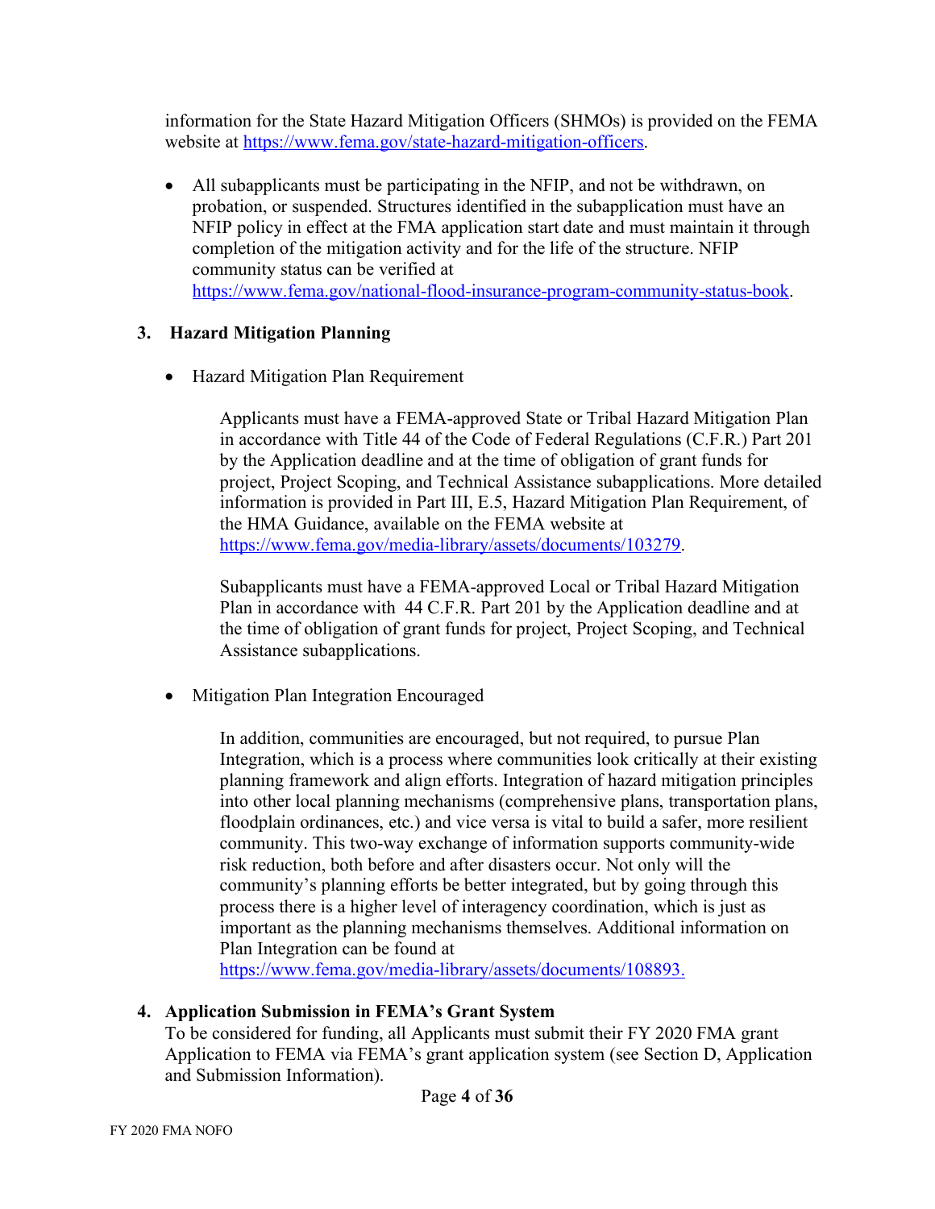information for the State Hazard Mitigation Officers (SHMOs) is provided on the FEMA website at https://www.fema.gov/state-hazard-mitigation-officers.

- All subapplicants must be participating in the NFIP, and not be withdrawn, on probation, or suspended. Structures identified in the subapplication must have an NFIP policy in effect at the FMA application start date and must maintain it through completion of the mitigation activity and for the life of the structure. NFIP community status can be verified at https://www.fema.gov/national-flood-insurance-program-community-status-book.

### 3. Hazard Mitigation Planning

- Hazard Mitigation Plan Requirement

  Applicants must have a FEMA-approved State or Tribal Hazard Mitigation Plan in accordance with Title 44 of the Code of Federal Regulations (C.F.R.) Part 201 by the Application deadline and at the time of obligation of grant funds for project, Project Scoping, and Technical Assistance subapplications. More detailed information is provided in Part III, E.5, Hazard Mitigation Plan Requirement, of the HMA Guidance, available on the FEMA website at https://www.fema.gov/media-library/assets/documents/103279.

  Subapplicants must have a FEMA-approved Local or Tribal Hazard Mitigation Plan in accordance with 44 C.F.R. Part 201 by the Application deadline and at the time of obligation of grant funds for project, Project Scoping, and Technical Assistance subapplications.

- Mitigation Plan Integration Encouraged

  In addition, communities are encouraged, but not required, to pursue Plan Integration, which is a process where communities look critically at their existing planning framework and align efforts. Integration of hazard mitigation principles into other local planning mechanisms (comprehensive plans, transportation plans, floodplain ordinances, etc.) and vice versa is vital to build a safer, more resilient community. This two-way exchange of information supports community-wide risk reduction, both before and after disasters occur. Not only will the community's planning efforts be better integrated, but by going through this process there is a higher level of interagency coordination, which is just as important as the planning mechanisms themselves. Additional information on Plan Integration can be found at https://www.fema.gov/media-library/assets/documents/108893.

### 4. Application Submission in FEMA's Grant System

To be considered for funding, all Applicants must submit their FY 2020 FMA grant Application to FEMA via FEMA's grant application system (see Section D, Application and Submission Information).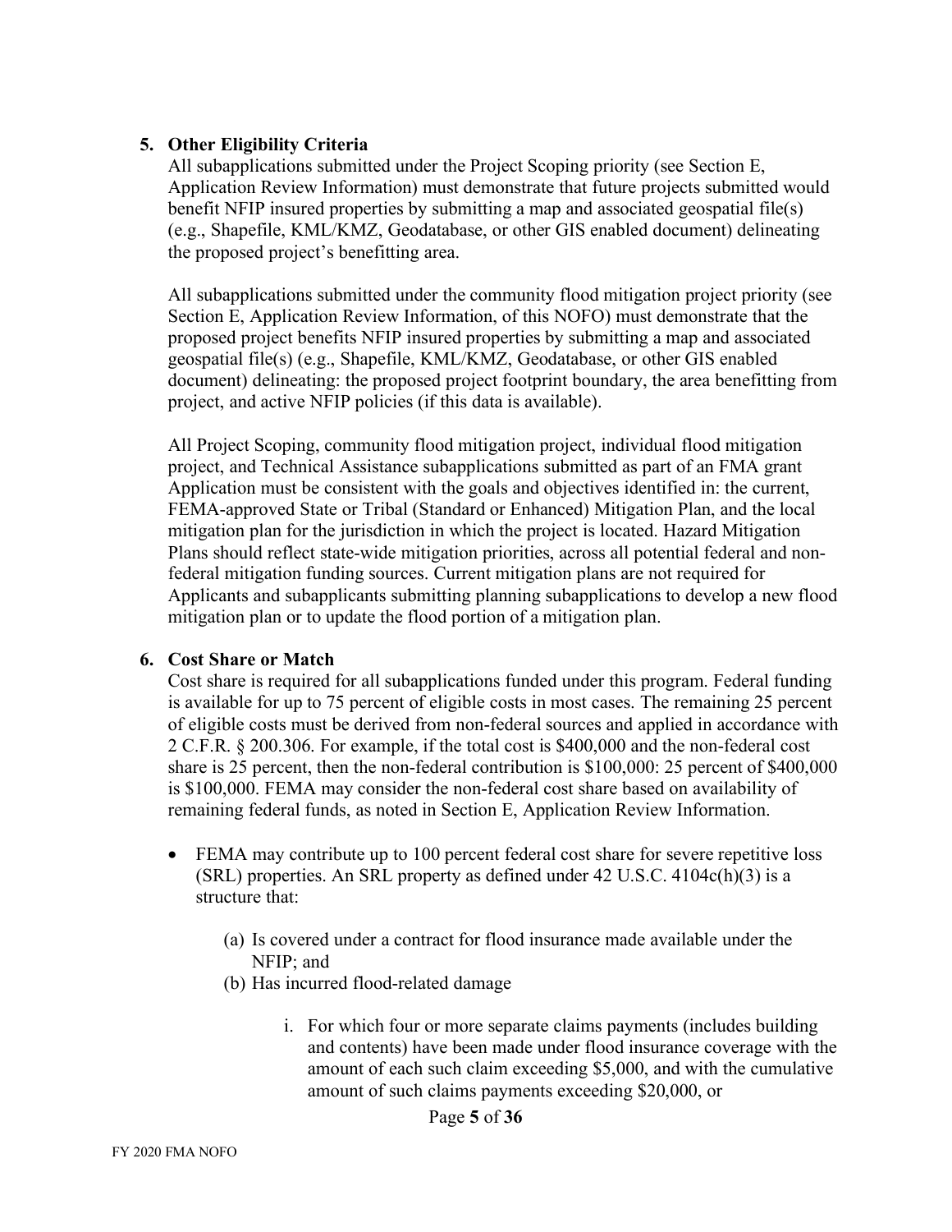## 5. Other Eligibility Criteria

All subapplications submitted under the Project Scoping priority (see Section E, Application Review Information) must demonstrate that future projects submitted would benefit NFIP insured properties by submitting a map and associated geospatial file(s) (e.g., Shapefile, KML/KMZ, Geodatabase, or other GIS enabled document) delineating the proposed project's benefitting area.

All subapplications submitted under the community flood mitigation project priority (see Section E, Application Review Information, of this NOFO) must demonstrate that the proposed project benefits NFIP insured properties by submitting a map and associated geospatial file(s) (e.g., Shapefile, KML/KMZ, Geodatabase, or other GIS enabled document) delineating: the proposed project footprint boundary, the area benefitting from project, and active NFIP policies (if this data is available).

All Project Scoping, community flood mitigation project, individual flood mitigation project, and Technical Assistance subapplications submitted as part of an FMA grant Application must be consistent with the goals and objectives identified in: the current, FEMA-approved State or Tribal (Standard or Enhanced) Mitigation Plan, and the local mitigation plan for the jurisdiction in which the project is located. Hazard Mitigation Plans should reflect state-wide mitigation priorities, across all potential federal and non-federal mitigation funding sources. Current mitigation plans are not required for Applicants and subapplicants submitting planning subapplications to develop a new flood mitigation plan or to update the flood portion of a mitigation plan.

## 6. Cost Share or Match

Cost share is required for all subapplications funded under this program. Federal funding is available for up to 75 percent of eligible costs in most cases. The remaining 25 percent of eligible costs must be derived from non-federal sources and applied in accordance with 2 C.F.R. § 200.306. For example, if the total cost is $400,000 and the non-federal cost share is 25 percent, then the non-federal contribution is $100,000: 25 percent of $400,000 is $100,000. FEMA may consider the non-federal cost share based on availability of remaining federal funds, as noted in Section E, Application Review Information.

- FEMA may contribute up to 100 percent federal cost share for severe repetitive loss (SRL) properties. An SRL property as defined under 42 U.S.C. 4104c(h)(3) is a structure that:
  - (a) Is covered under a contract for flood insurance made available under the NFIP; and
  - (b) Has incurred flood-related damage
    - i. For which four or more separate claims payments (includes building and contents) have been made under flood insurance coverage with the amount of each such claim exceeding $5,000, and with the cumulative amount of such claims payments exceeding $20,000, or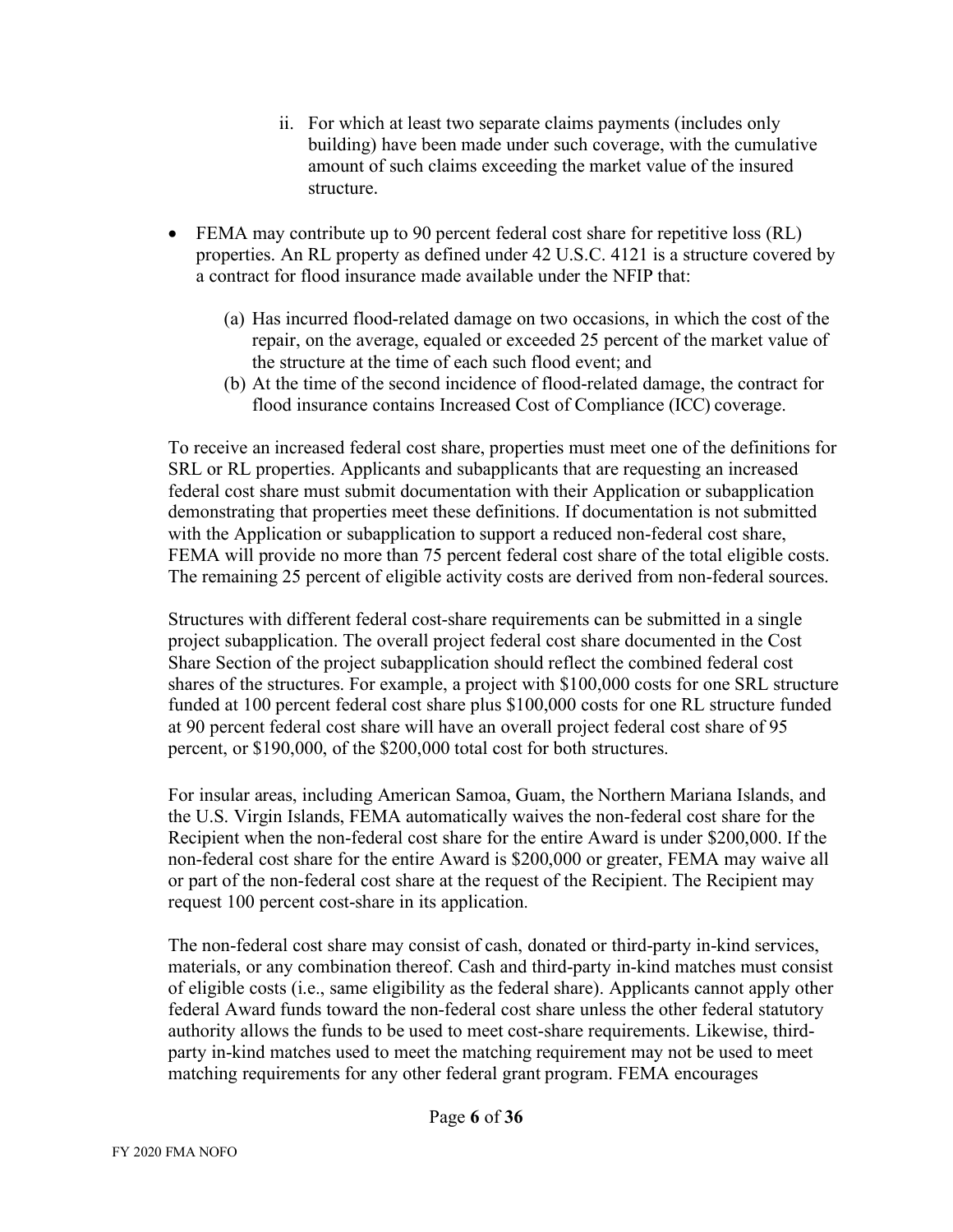ii. For which at least two separate claims payments (includes only building) have been made under such coverage, with the cumulative amount of such claims exceeding the market value of the insured structure.

- FEMA may contribute up to 90 percent federal cost share for repetitive loss (RL) properties. An RL property as defined under 42 U.S.C. 4121 is a structure covered by a contract for flood insurance made available under the NFIP that:

    (a) Has incurred flood-related damage on two occasions, in which the cost of the repair, on the average, equaled or exceeded 25 percent of the market value of the structure at the time of each such flood event; and
    (b) At the time of the second incidence of flood-related damage, the contract for flood insurance contains Increased Cost of Compliance (ICC) coverage.

To receive an increased federal cost share, properties must meet one of the definitions for SRL or RL properties. Applicants and subapplicants that are requesting an increased federal cost share must submit documentation with their Application or subapplication demonstrating that properties meet these definitions. If documentation is not submitted with the Application or subapplication to support a reduced non-federal cost share, FEMA will provide no more than 75 percent federal cost share of the total eligible costs. The remaining 25 percent of eligible activity costs are derived from non-federal sources.

Structures with different federal cost-share requirements can be submitted in a single project subapplication. The overall project federal cost share documented in the Cost Share Section of the project subapplication should reflect the combined federal cost shares of the structures. For example, a project with $100,000 costs for one SRL structure funded at 100 percent federal cost share plus $100,000 costs for one RL structure funded at 90 percent federal cost share will have an overall project federal cost share of 95 percent, or $190,000, of the $200,000 total cost for both structures.

For insular areas, including American Samoa, Guam, the Northern Mariana Islands, and the U.S. Virgin Islands, FEMA automatically waives the non-federal cost share for the Recipient when the non-federal cost share for the entire Award is under $200,000. If the non-federal cost share for the entire Award is $200,000 or greater, FEMA may waive all or part of the non-federal cost share at the request of the Recipient. The Recipient may request 100 percent cost-share in its application.

The non-federal cost share may consist of cash, donated or third-party in-kind services, materials, or any combination thereof. Cash and third-party in-kind matches must consist of eligible costs (i.e., same eligibility as the federal share). Applicants cannot apply other federal Award funds toward the non-federal cost share unless the other federal statutory authority allows the funds to be used to meet cost-share requirements. Likewise, third-party in-kind matches used to meet the matching requirement may not be used to meet matching requirements for any other federal grant program. FEMA encourages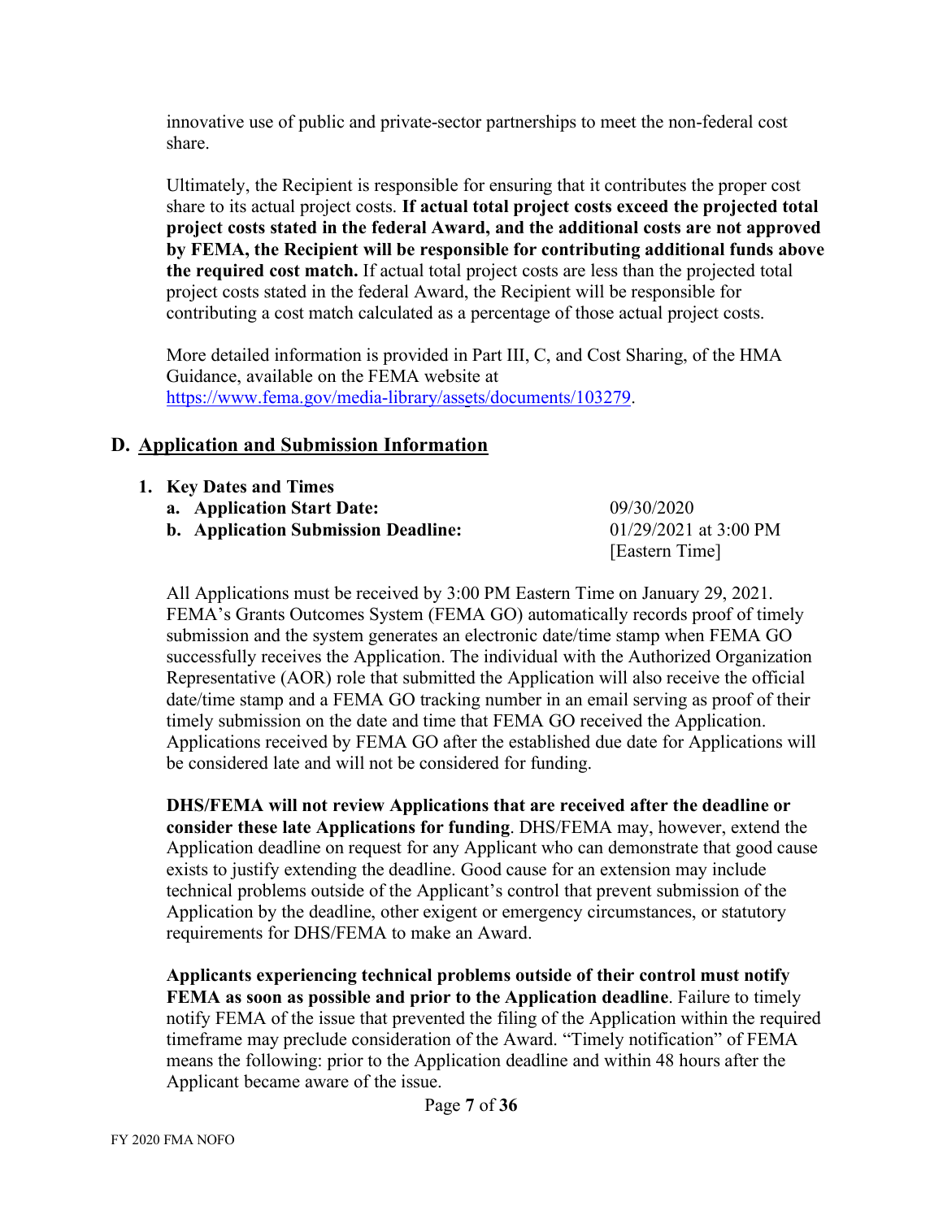innovative use of public and private-sector partnerships to meet the non-federal cost share.

Ultimately, the Recipient is responsible for ensuring that it contributes the proper cost share to its actual project costs. **If actual total project costs exceed the projected total project costs stated in the federal Award, and the additional costs are not approved by FEMA, the Recipient will be responsible for contributing additional funds above the required cost match.** If actual total project costs are less than the projected total project costs stated in the federal Award, the Recipient will be responsible for contributing a cost match calculated as a percentage of those actual project costs.

More detailed information is provided in Part III, C, and Cost Sharing, of the HMA Guidance, available on the FEMA website at https://www.fema.gov/media-library/assets/documents/103279.

## D. Application and Submission Information

1. **Key Dates and Times**
   a. **Application Start Date:** 09/30/2020
   b. **Application Submission Deadline:** 01/29/2021 at 3:00 PM [Eastern Time]

All Applications must be received by 3:00 PM Eastern Time on January 29, 2021. FEMA's Grants Outcomes System (FEMA GO) automatically records proof of timely submission and the system generates an electronic date/time stamp when FEMA GO successfully receives the Application. The individual with the Authorized Organization Representative (AOR) role that submitted the Application will also receive the official date/time stamp and a FEMA GO tracking number in an email serving as proof of their timely submission on the date and time that FEMA GO received the Application. Applications received by FEMA GO after the established due date for Applications will be considered late and will not be considered for funding.

**DHS/FEMA will not review Applications that are received after the deadline or consider these late Applications for funding**. DHS/FEMA may, however, extend the Application deadline on request for any Applicant who can demonstrate that good cause exists to justify extending the deadline. Good cause for an extension may include technical problems outside of the Applicant's control that prevent submission of the Application by the deadline, other exigent or emergency circumstances, or statutory requirements for DHS/FEMA to make an Award.

**Applicants experiencing technical problems outside of their control must notify FEMA as soon as possible and prior to the Application deadline**. Failure to timely notify FEMA of the issue that prevented the filing of the Application within the required timeframe may preclude consideration of the Award. "Timely notification" of FEMA means the following: prior to the Application deadline and within 48 hours after the Applicant became aware of the issue.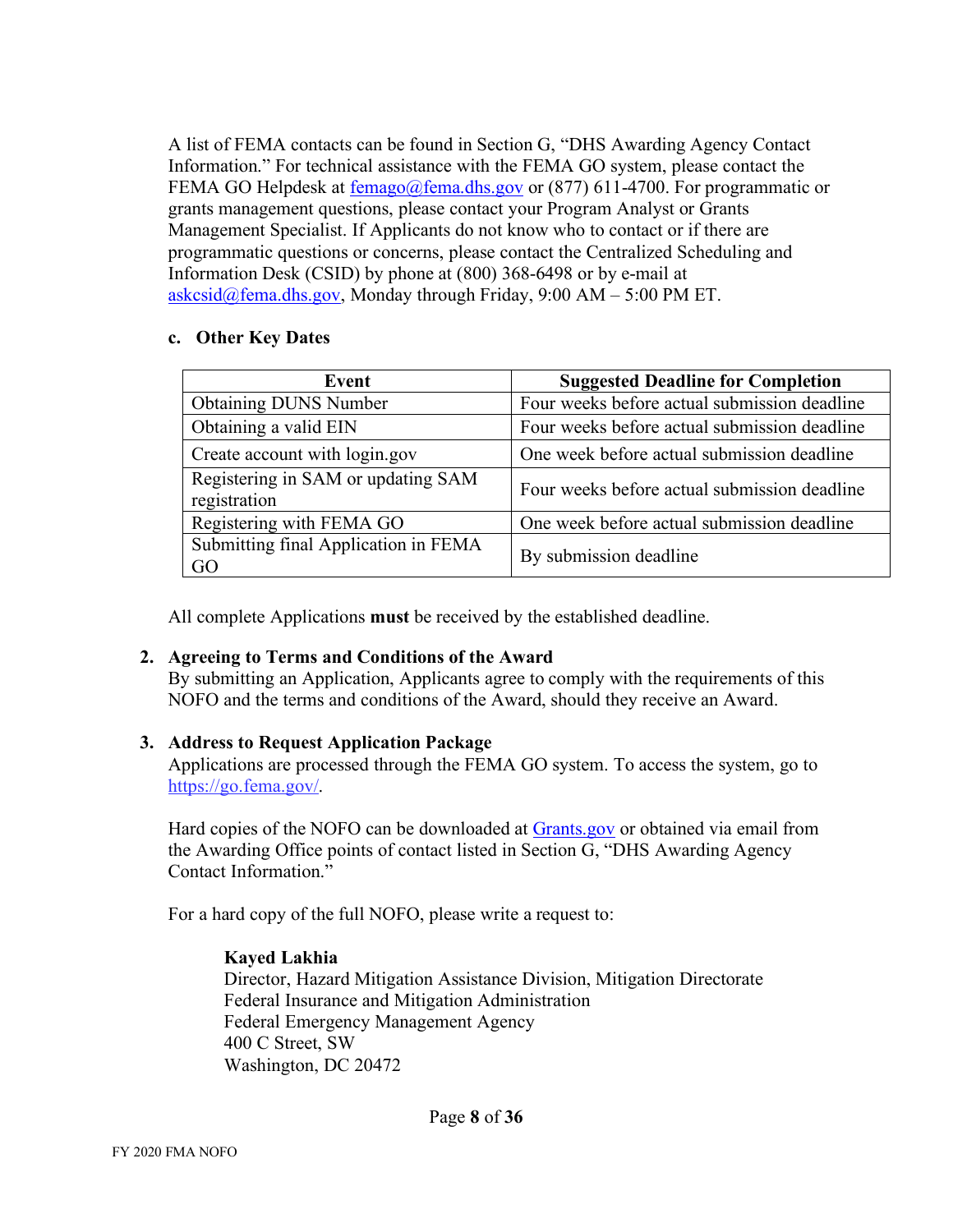A list of FEMA contacts can be found in Section G, "DHS Awarding Agency Contact Information." For technical assistance with the FEMA GO system, please contact the FEMA GO Helpdesk at femago@fema.dhs.gov or (877) 611-4700. For programmatic or grants management questions, please contact your Program Analyst or Grants Management Specialist. If Applicants do not know who to contact or if there are programmatic questions or concerns, please contact the Centralized Scheduling and Information Desk (CSID) by phone at (800) 368-6498 or by e-mail at askcsid@fema.dhs.gov, Monday through Friday, 9:00 AM – 5:00 PM ET.

### c. Other Key Dates

| Event | Suggested Deadline for Completion |
|---|---|
| Obtaining DUNS Number | Four weeks before actual submission deadline |
| Obtaining a valid EIN | Four weeks before actual submission deadline |
| Create account with login.gov | One week before actual submission deadline |
| Registering in SAM or updating SAM registration | Four weeks before actual submission deadline |
| Registering with FEMA GO | One week before actual submission deadline |
| Submitting final Application in FEMA GO | By submission deadline |

All complete Applications **must** be received by the established deadline.

### 2. Agreeing to Terms and Conditions of the Award

By submitting an Application, Applicants agree to comply with the requirements of this NOFO and the terms and conditions of the Award, should they receive an Award.

### 3. Address to Request Application Package

Applications are processed through the FEMA GO system. To access the system, go to https://go.fema.gov/.

Hard copies of the NOFO can be downloaded at Grants.gov or obtained via email from the Awarding Office points of contact listed in Section G, "DHS Awarding Agency Contact Information."

For a hard copy of the full NOFO, please write a request to:

**Kayed Lakhia**
Director, Hazard Mitigation Assistance Division, Mitigation Directorate
Federal Insurance and Mitigation Administration
Federal Emergency Management Agency
400 C Street, SW
Washington, DC 20472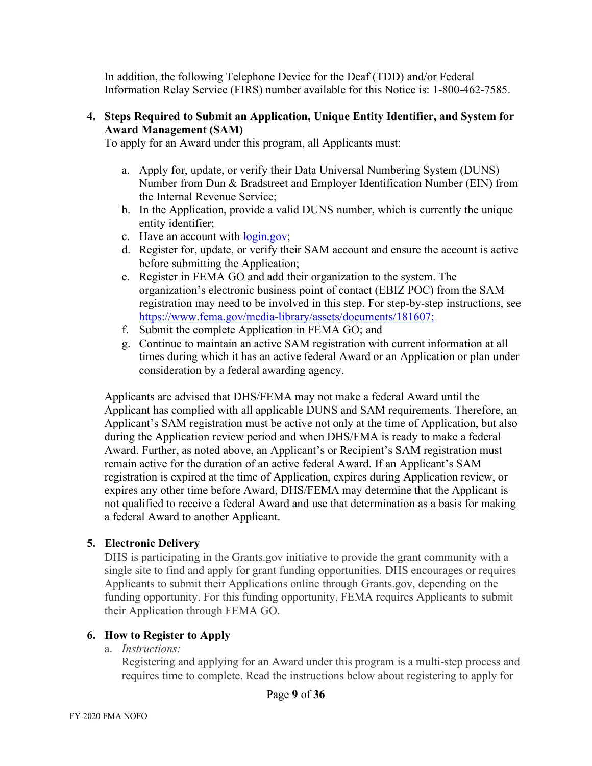In addition, the following Telephone Device for the Deaf (TDD) and/or Federal Information Relay Service (FIRS) number available for this Notice is: 1-800-462-7585.

**4. Steps Required to Submit an Application, Unique Entity Identifier, and System for Award Management (SAM)**

To apply for an Award under this program, all Applicants must:

a. Apply for, update, or verify their Data Universal Numbering System (DUNS) Number from Dun & Bradstreet and Employer Identification Number (EIN) from the Internal Revenue Service;
b. In the Application, provide a valid DUNS number, which is currently the unique entity identifier;
c. Have an account with [login.gov](login.gov);
d. Register for, update, or verify their SAM account and ensure the account is active before submitting the Application;
e. Register in FEMA GO and add their organization to the system. The organization's electronic business point of contact (EBIZ POC) from the SAM registration may need to be involved in this step. For step-by-step instructions, see [https://www.fema.gov/media-library/assets/documents/181607;](https://www.fema.gov/media-library/assets/documents/181607)
f. Submit the complete Application in FEMA GO; and
g. Continue to maintain an active SAM registration with current information at all times during which it has an active federal Award or an Application or plan under consideration by a federal awarding agency.

Applicants are advised that DHS/FEMA may not make a federal Award until the Applicant has complied with all applicable DUNS and SAM requirements. Therefore, an Applicant's SAM registration must be active not only at the time of Application, but also during the Application review period and when DHS/FMA is ready to make a federal Award. Further, as noted above, an Applicant's or Recipient's SAM registration must remain active for the duration of an active federal Award. If an Applicant's SAM registration is expired at the time of Application, expires during Application review, or expires any other time before Award, DHS/FEMA may determine that the Applicant is not qualified to receive a federal Award and use that determination as a basis for making a federal Award to another Applicant.

**5. Electronic Delivery**

DHS is participating in the Grants.gov initiative to provide the grant community with a single site to find and apply for grant funding opportunities. DHS encourages or requires Applicants to submit their Applications online through Grants.gov, depending on the funding opportunity. For this funding opportunity, FEMA requires Applicants to submit their Application through FEMA GO.

**6. How to Register to Apply**

a. *Instructions:*

Registering and applying for an Award under this program is a multi-step process and requires time to complete. Read the instructions below about registering to apply for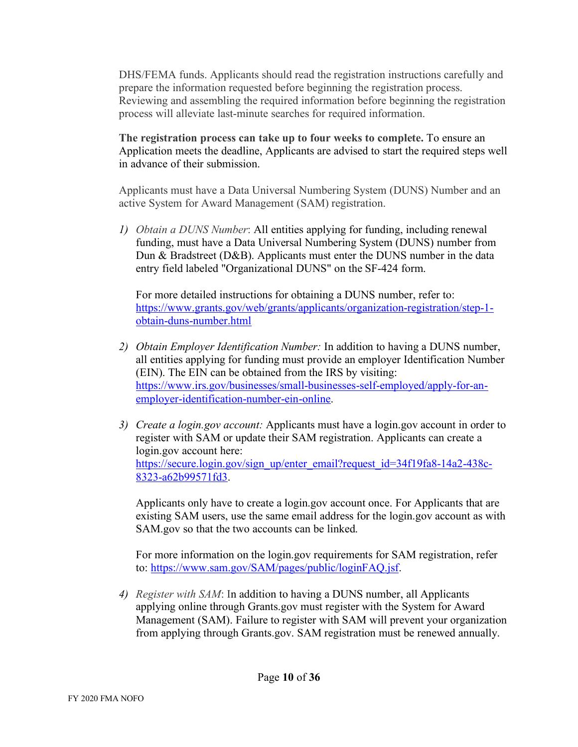DHS/FEMA funds. Applicants should read the registration instructions carefully and prepare the information requested before beginning the registration process. Reviewing and assembling the required information before beginning the registration process will alleviate last-minute searches for required information.

**The registration process can take up to four weeks to complete.** To ensure an Application meets the deadline, Applicants are advised to start the required steps well in advance of their submission.

Applicants must have a Data Universal Numbering System (DUNS) Number and an active System for Award Management (SAM) registration.

1) *Obtain a DUNS Number*: All entities applying for funding, including renewal funding, must have a Data Universal Numbering System (DUNS) number from Dun & Bradstreet (D&B). Applicants must enter the DUNS number in the data entry field labeled "Organizational DUNS" on the SF-424 form.

   For more detailed instructions for obtaining a DUNS number, refer to: [https://www.grants.gov/web/grants/applicants/organization-registration/step-1-obtain-duns-number.html](https://www.grants.gov/web/grants/applicants/organization-registration/step-1-obtain-duns-number.html)

2) *Obtain Employer Identification Number:* In addition to having a DUNS number, all entities applying for funding must provide an employer Identification Number (EIN). The EIN can be obtained from the IRS by visiting: [https://www.irs.gov/businesses/small-businesses-self-employed/apply-for-an-employer-identification-number-ein-online](https://www.irs.gov/businesses/small-businesses-self-employed/apply-for-an-employer-identification-number-ein-online).

3) *Create a login.gov account:* Applicants must have a login.gov account in order to register with SAM or update their SAM registration. Applicants can create a login.gov account here: [https://secure.login.gov/sign_up/enter_email?request_id=34f19fa8-14a2-438c-8323-a62b99571fd3](https://secure.login.gov/sign_up/enter_email?request_id=34f19fa8-14a2-438c-8323-a62b99571fd3).

   Applicants only have to create a login.gov account once. For Applicants that are existing SAM users, use the same email address for the login.gov account as with SAM.gov so that the two accounts can be linked.

   For more information on the login.gov requirements for SAM registration, refer to: [https://www.sam.gov/SAM/pages/public/loginFAQ.jsf](https://www.sam.gov/SAM/pages/public/loginFAQ.jsf).

4) *Register with SAM*: In addition to having a DUNS number, all Applicants applying online through Grants.gov must register with the System for Award Management (SAM). Failure to register with SAM will prevent your organization from applying through Grants.gov. SAM registration must be renewed annually.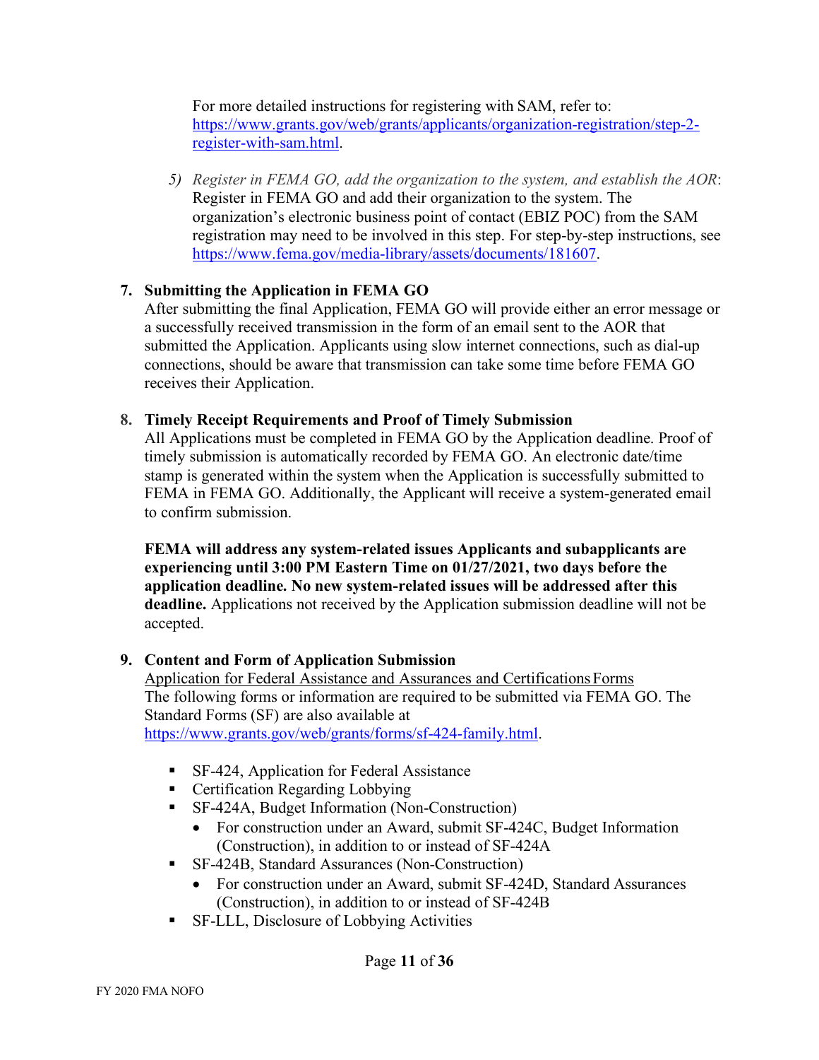For more detailed instructions for registering with SAM, refer to: [https://www.grants.gov/web/grants/applicants/organization-registration/step-2-register-with-sam.html](https://www.grants.gov/web/grants/applicants/organization-registration/step-2-register-with-sam.html).

5) *Register in FEMA GO, add the organization to the system, and establish the AOR*: Register in FEMA GO and add their organization to the system. The organization's electronic business point of contact (EBIZ POC) from the SAM registration may need to be involved in this step. For step-by-step instructions, see [https://www.fema.gov/media-library/assets/documents/181607](https://www.fema.gov/media-library/assets/documents/181607).

**7. Submitting the Application in FEMA GO**

After submitting the final Application, FEMA GO will provide either an error message or a successfully received transmission in the form of an email sent to the AOR that submitted the Application. Applicants using slow internet connections, such as dial-up connections, should be aware that transmission can take some time before FEMA GO receives their Application.

**8. Timely Receipt Requirements and Proof of Timely Submission**

All Applications must be completed in FEMA GO by the Application deadline. Proof of timely submission is automatically recorded by FEMA GO. An electronic date/time stamp is generated within the system when the Application is successfully submitted to FEMA in FEMA GO. Additionally, the Applicant will receive a system-generated email to confirm submission.

**FEMA will address any system-related issues Applicants and subapplicants are experiencing until 3:00 PM Eastern Time on 01/27/2021, two days before the application deadline. No new system-related issues will be addressed after this deadline.** Applications not received by the Application submission deadline will not be accepted.

**9. Content and Form of Application Submission**

<u>Application for Federal Assistance and Assurances and Certifications Forms</u>

The following forms or information are required to be submitted via FEMA GO. The Standard Forms (SF) are also available at [https://www.grants.gov/web/grants/forms/sf-424-family.html](https://www.grants.gov/web/grants/forms/sf-424-family.html).

- SF-424, Application for Federal Assistance
- Certification Regarding Lobbying
- SF-424A, Budget Information (Non-Construction)
  - For construction under an Award, submit SF-424C, Budget Information (Construction), in addition to or instead of SF-424A
- SF-424B, Standard Assurances (Non-Construction)
  - For construction under an Award, submit SF-424D, Standard Assurances (Construction), in addition to or instead of SF-424B
- SF-LLL, Disclosure of Lobbying Activities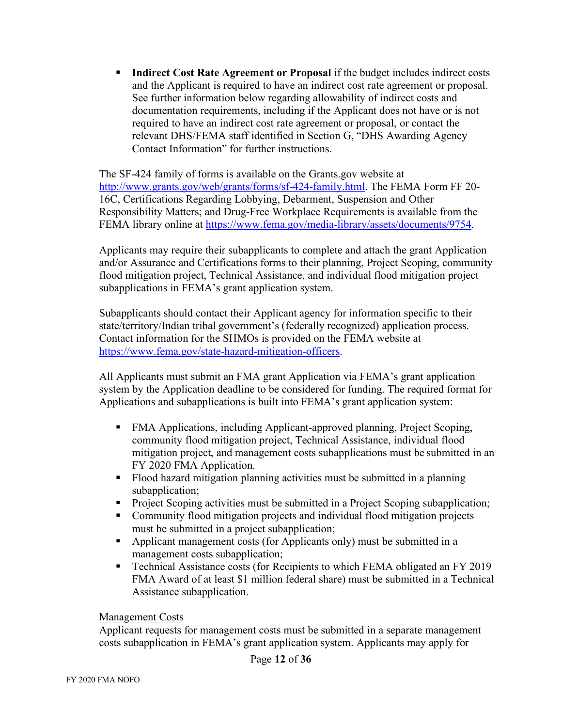- **Indirect Cost Rate Agreement or Proposal** if the budget includes indirect costs and the Applicant is required to have an indirect cost rate agreement or proposal. See further information below regarding allowability of indirect costs and documentation requirements, including if the Applicant does not have or is not required to have an indirect cost rate agreement or proposal, or contact the relevant DHS/FEMA staff identified in Section G, "DHS Awarding Agency Contact Information" for further instructions.

The SF-424 family of forms is available on the Grants.gov website at http://www.grants.gov/web/grants/forms/sf-424-family.html. The FEMA Form FF 20-16C, Certifications Regarding Lobbying, Debarment, Suspension and Other Responsibility Matters; and Drug-Free Workplace Requirements is available from the FEMA library online at https://www.fema.gov/media-library/assets/documents/9754.

Applicants may require their subapplicants to complete and attach the grant Application and/or Assurance and Certifications forms to their planning, Project Scoping, community flood mitigation project, Technical Assistance, and individual flood mitigation project subapplications in FEMA's grant application system.

Subapplicants should contact their Applicant agency for information specific to their state/territory/Indian tribal government's (federally recognized) application process. Contact information for the SHMOs is provided on the FEMA website at https://www.fema.gov/state-hazard-mitigation-officers.

All Applicants must submit an FMA grant Application via FEMA's grant application system by the Application deadline to be considered for funding. The required format for Applications and subapplications is built into FEMA's grant application system:

- FMA Applications, including Applicant-approved planning, Project Scoping, community flood mitigation project, Technical Assistance, individual flood mitigation project, and management costs subapplications must be submitted in an FY 2020 FMA Application.
- Flood hazard mitigation planning activities must be submitted in a planning subapplication;
- Project Scoping activities must be submitted in a Project Scoping subapplication;
- Community flood mitigation projects and individual flood mitigation projects must be submitted in a project subapplication;
- Applicant management costs (for Applicants only) must be submitted in a management costs subapplication;
- Technical Assistance costs (for Recipients to which FEMA obligated an FY 2019 FMA Award of at least $1 million federal share) must be submitted in a Technical Assistance subapplication.

Management Costs

Applicant requests for management costs must be submitted in a separate management costs subapplication in FEMA's grant application system. Applicants may apply for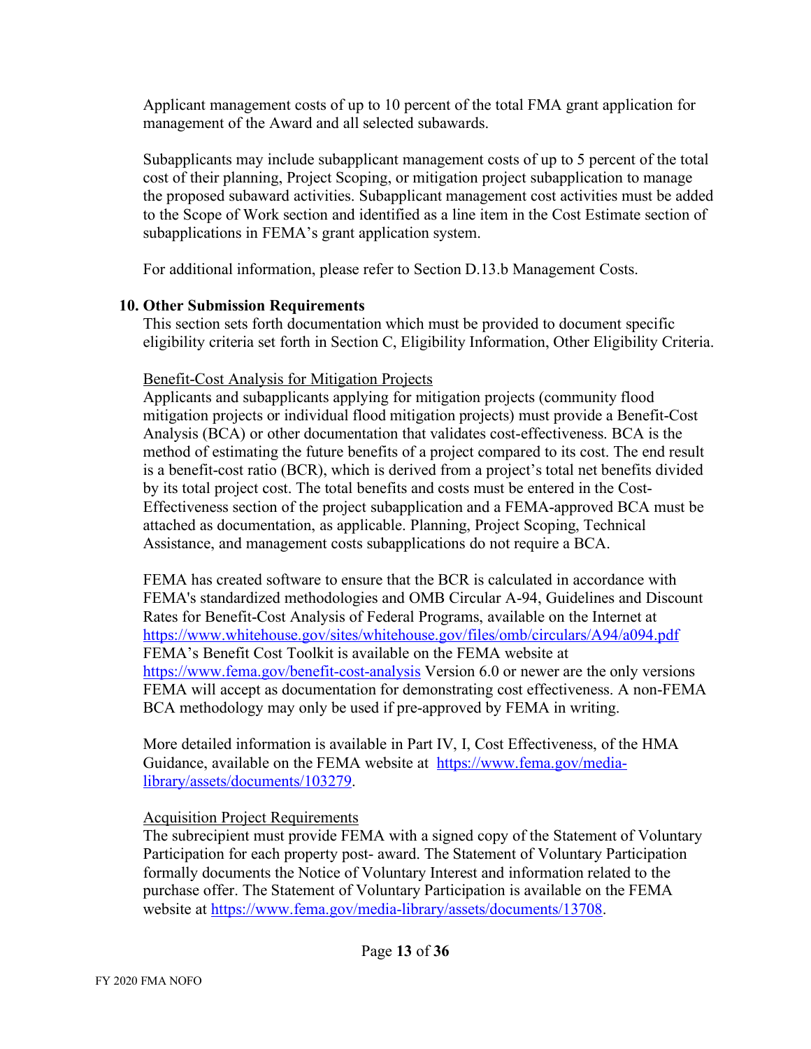Applicant management costs of up to 10 percent of the total FMA grant application for management of the Award and all selected subawards.

Subapplicants may include subapplicant management costs of up to 5 percent of the total cost of their planning, Project Scoping, or mitigation project subapplication to manage the proposed subaward activities. Subapplicant management cost activities must be added to the Scope of Work section and identified as a line item in the Cost Estimate section of subapplications in FEMA's grant application system.

For additional information, please refer to Section D.13.b Management Costs.

**10. Other Submission Requirements**

This section sets forth documentation which must be provided to document specific eligibility criteria set forth in Section C, Eligibility Information, Other Eligibility Criteria.

Benefit-Cost Analysis for Mitigation Projects

Applicants and subapplicants applying for mitigation projects (community flood mitigation projects or individual flood mitigation projects) must provide a Benefit-Cost Analysis (BCA) or other documentation that validates cost-effectiveness. BCA is the method of estimating the future benefits of a project compared to its cost. The end result is a benefit-cost ratio (BCR), which is derived from a project's total net benefits divided by its total project cost. The total benefits and costs must be entered in the Cost-Effectiveness section of the project subapplication and a FEMA-approved BCA must be attached as documentation, as applicable. Planning, Project Scoping, Technical Assistance, and management costs subapplications do not require a BCA.

FEMA has created software to ensure that the BCR is calculated in accordance with FEMA's standardized methodologies and OMB Circular A-94, Guidelines and Discount Rates for Benefit-Cost Analysis of Federal Programs, available on the Internet at https://www.whitehouse.gov/sites/whitehouse.gov/files/omb/circulars/A94/a094.pdf FEMA's Benefit Cost Toolkit is available on the FEMA website at https://www.fema.gov/benefit-cost-analysis Version 6.0 or newer are the only versions FEMA will accept as documentation for demonstrating cost effectiveness. A non-FEMA BCA methodology may only be used if pre-approved by FEMA in writing.

More detailed information is available in Part IV, I, Cost Effectiveness, of the HMA Guidance, available on the FEMA website at https://www.fema.gov/media-library/assets/documents/103279.

Acquisition Project Requirements

The subrecipient must provide FEMA with a signed copy of the Statement of Voluntary Participation for each property post- award. The Statement of Voluntary Participation formally documents the Notice of Voluntary Interest and information related to the purchase offer. The Statement of Voluntary Participation is available on the FEMA website at https://www.fema.gov/media-library/assets/documents/13708.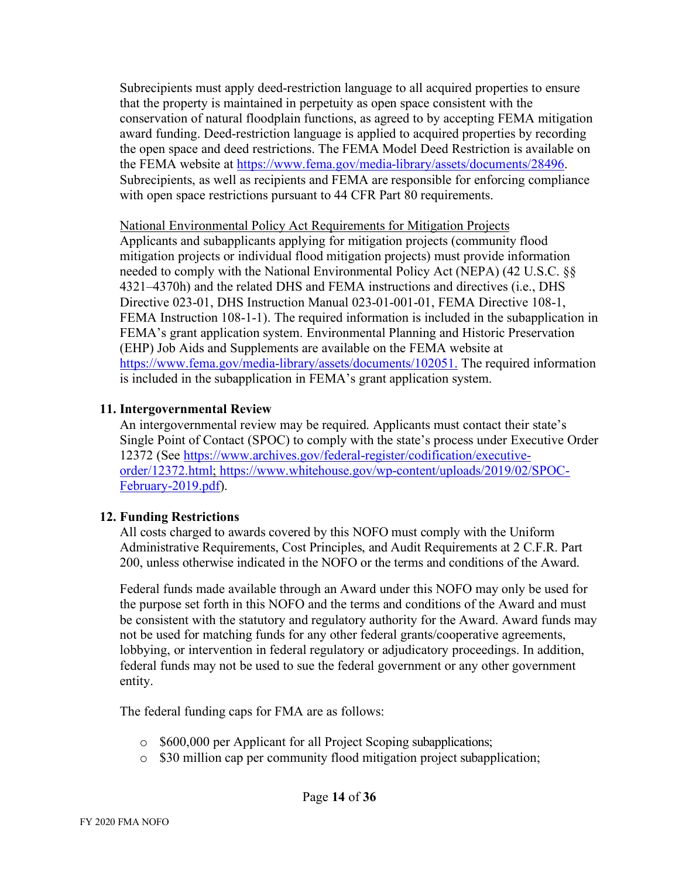Subrecipients must apply deed-restriction language to all acquired properties to ensure that the property is maintained in perpetuity as open space consistent with the conservation of natural floodplain functions, as agreed to by accepting FEMA mitigation award funding. Deed-restriction language is applied to acquired properties by recording the open space and deed restrictions. The FEMA Model Deed Restriction is available on the FEMA website at https://www.fema.gov/media-library/assets/documents/28496. Subrecipients, as well as recipients and FEMA are responsible for enforcing compliance with open space restrictions pursuant to 44 CFR Part 80 requirements.

National Environmental Policy Act Requirements for Mitigation Projects

Applicants and subapplicants applying for mitigation projects (community flood mitigation projects or individual flood mitigation projects) must provide information needed to comply with the National Environmental Policy Act (NEPA) (42 U.S.C. §§ 4321–4370h) and the related DHS and FEMA instructions and directives (i.e., DHS Directive 023-01, DHS Instruction Manual 023-01-001-01, FEMA Directive 108-1, FEMA Instruction 108-1-1). The required information is included in the subapplication in FEMA's grant application system. Environmental Planning and Historic Preservation (EHP) Job Aids and Supplements are available on the FEMA website at https://www.fema.gov/media-library/assets/documents/102051. The required information is included in the subapplication in FEMA's grant application system.

### 11. Intergovernmental Review

An intergovernmental review may be required. Applicants must contact their state's Single Point of Contact (SPOC) to comply with the state's process under Executive Order 12372 (See https://www.archives.gov/federal-register/codification/executive-order/12372.html; https://www.whitehouse.gov/wp-content/uploads/2019/02/SPOC-February-2019.pdf).

### 12. Funding Restrictions

All costs charged to awards covered by this NOFO must comply with the Uniform Administrative Requirements, Cost Principles, and Audit Requirements at 2 C.F.R. Part 200, unless otherwise indicated in the NOFO or the terms and conditions of the Award.

Federal funds made available through an Award under this NOFO may only be used for the purpose set forth in this NOFO and the terms and conditions of the Award and must be consistent with the statutory and regulatory authority for the Award. Award funds may not be used for matching funds for any other federal grants/cooperative agreements, lobbying, or intervention in federal regulatory or adjudicatory proceedings. In addition, federal funds may not be used to sue the federal government or any other government entity.

The federal funding caps for FMA are as follows:

- $600,000 per Applicant for all Project Scoping subapplications;
- $30 million cap per community flood mitigation project subapplication;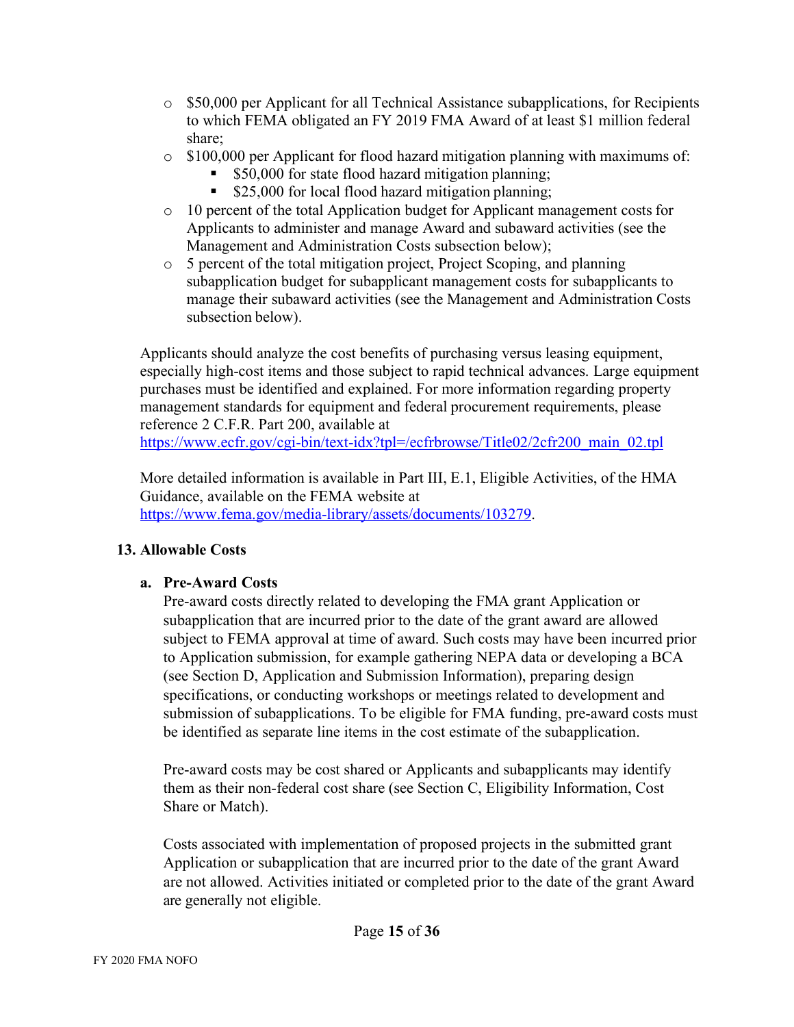- $50,000 per Applicant for all Technical Assistance subapplications, for Recipients to which FEMA obligated an FY 2019 FMA Award of at least $1 million federal share;
- $100,000 per Applicant for flood hazard mitigation planning with maximums of:
  - $50,000 for state flood hazard mitigation planning;
  - $25,000 for local flood hazard mitigation planning;
- 10 percent of the total Application budget for Applicant management costs for Applicants to administer and manage Award and subaward activities (see the Management and Administration Costs subsection below);
- 5 percent of the total mitigation project, Project Scoping, and planning subapplication budget for subapplicant management costs for subapplicants to manage their subaward activities (see the Management and Administration Costs subsection below).

Applicants should analyze the cost benefits of purchasing versus leasing equipment, especially high-cost items and those subject to rapid technical advances. Large equipment purchases must be identified and explained. For more information regarding property management standards for equipment and federal procurement requirements, please reference 2 C.F.R. Part 200, available at https://www.ecfr.gov/cgi-bin/text-idx?tpl=/ecfrbrowse/Title02/2cfr200_main_02.tpl

More detailed information is available in Part III, E.1, Eligible Activities, of the HMA Guidance, available on the FEMA website at https://www.fema.gov/media-library/assets/documents/103279.

**13. Allowable Costs**

**a. Pre-Award Costs**

Pre-award costs directly related to developing the FMA grant Application or subapplication that are incurred prior to the date of the grant award are allowed subject to FEMA approval at time of award. Such costs may have been incurred prior to Application submission, for example gathering NEPA data or developing a BCA (see Section D, Application and Submission Information), preparing design specifications, or conducting workshops or meetings related to development and submission of subapplications. To be eligible for FMA funding, pre-award costs must be identified as separate line items in the cost estimate of the subapplication.

Pre-award costs may be cost shared or Applicants and subapplicants may identify them as their non-federal cost share (see Section C, Eligibility Information, Cost Share or Match).

Costs associated with implementation of proposed projects in the submitted grant Application or subapplication that are incurred prior to the date of the grant Award are not allowed. Activities initiated or completed prior to the date of the grant Award are generally not eligible.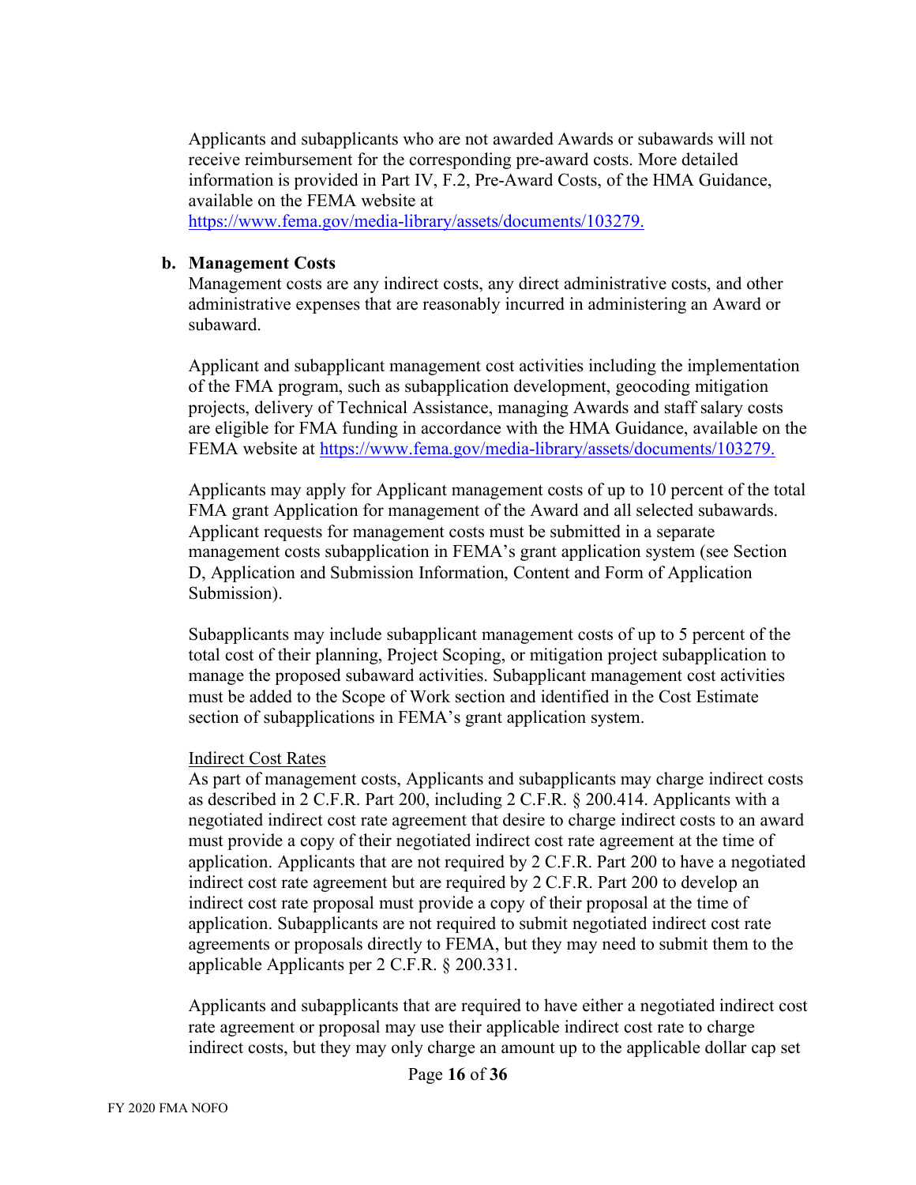Applicants and subapplicants who are not awarded Awards or subawards will not receive reimbursement for the corresponding pre-award costs. More detailed information is provided in Part IV, F.2, Pre-Award Costs, of the HMA Guidance, available on the FEMA website at https://www.fema.gov/media-library/assets/documents/103279.

**b. Management Costs**

Management costs are any indirect costs, any direct administrative costs, and other administrative expenses that are reasonably incurred in administering an Award or subaward.

Applicant and subapplicant management cost activities including the implementation of the FMA program, such as subapplication development, geocoding mitigation projects, delivery of Technical Assistance, managing Awards and staff salary costs are eligible for FMA funding in accordance with the HMA Guidance, available on the FEMA website at https://www.fema.gov/media-library/assets/documents/103279.

Applicants may apply for Applicant management costs of up to 10 percent of the total FMA grant Application for management of the Award and all selected subawards. Applicant requests for management costs must be submitted in a separate management costs subapplication in FEMA's grant application system (see Section D, Application and Submission Information, Content and Form of Application Submission).

Subapplicants may include subapplicant management costs of up to 5 percent of the total cost of their planning, Project Scoping, or mitigation project subapplication to manage the proposed subaward activities. Subapplicant management cost activities must be added to the Scope of Work section and identified in the Cost Estimate section of subapplications in FEMA's grant application system.

<u>Indirect Cost Rates</u>

As part of management costs, Applicants and subapplicants may charge indirect costs as described in 2 C.F.R. Part 200, including 2 C.F.R. § 200.414. Applicants with a negotiated indirect cost rate agreement that desire to charge indirect costs to an award must provide a copy of their negotiated indirect cost rate agreement at the time of application. Applicants that are not required by 2 C.F.R. Part 200 to have a negotiated indirect cost rate agreement but are required by 2 C.F.R. Part 200 to develop an indirect cost rate proposal must provide a copy of their proposal at the time of application. Subapplicants are not required to submit negotiated indirect cost rate agreements or proposals directly to FEMA, but they may need to submit them to the applicable Applicants per 2 C.F.R. § 200.331.

Applicants and subapplicants that are required to have either a negotiated indirect cost rate agreement or proposal may use their applicable indirect cost rate to charge indirect costs, but they may only charge an amount up to the applicable dollar cap set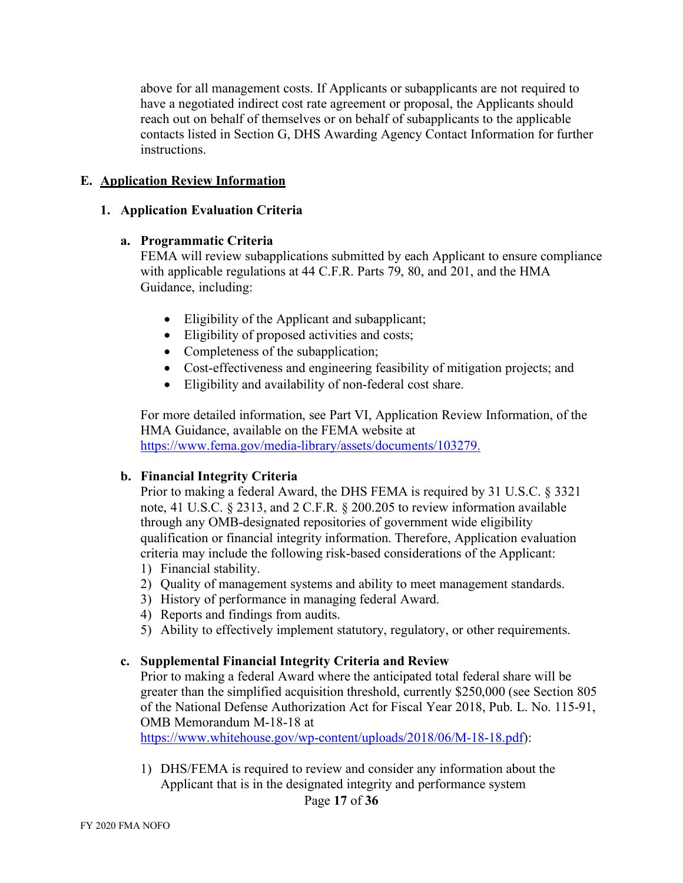above for all management costs. If Applicants or subapplicants are not required to have a negotiated indirect cost rate agreement or proposal, the Applicants should reach out on behalf of themselves or on behalf of subapplicants to the applicable contacts listed in Section G, DHS Awarding Agency Contact Information for further instructions.

## E. Application Review Information

### 1. Application Evaluation Criteria

#### a. Programmatic Criteria

FEMA will review subapplications submitted by each Applicant to ensure compliance with applicable regulations at 44 C.F.R. Parts 79, 80, and 201, and the HMA Guidance, including:

- Eligibility of the Applicant and subapplicant;
- Eligibility of proposed activities and costs;
- Completeness of the subapplication;
- Cost-effectiveness and engineering feasibility of mitigation projects; and
- Eligibility and availability of non-federal cost share.

For more detailed information, see Part VI, Application Review Information, of the HMA Guidance, available on the FEMA website at [https://www.fema.gov/media-library/assets/documents/103279.](https://www.fema.gov/media-library/assets/documents/103279)

#### b. Financial Integrity Criteria

Prior to making a federal Award, the DHS FEMA is required by 31 U.S.C. § 3321 note, 41 U.S.C. § 2313, and 2 C.F.R. § 200.205 to review information available through any OMB-designated repositories of government wide eligibility qualification or financial integrity information. Therefore, Application evaluation criteria may include the following risk-based considerations of the Applicant:

1) Financial stability.
2) Quality of management systems and ability to meet management standards.
3) History of performance in managing federal Award.
4) Reports and findings from audits.
5) Ability to effectively implement statutory, regulatory, or other requirements.

#### c. Supplemental Financial Integrity Criteria and Review

Prior to making a federal Award where the anticipated total federal share will be greater than the simplified acquisition threshold, currently $250,000 (see Section 805 of the National Defense Authorization Act for Fiscal Year 2018, Pub. L. No. 115-91, OMB Memorandum M-18-18 at [https://www.whitehouse.gov/wp-content/uploads/2018/06/M-18-18.pdf](https://www.whitehouse.gov/wp-content/uploads/2018/06/M-18-18.pdf)):

1) DHS/FEMA is required to review and consider any information about the Applicant that is in the designated integrity and performance system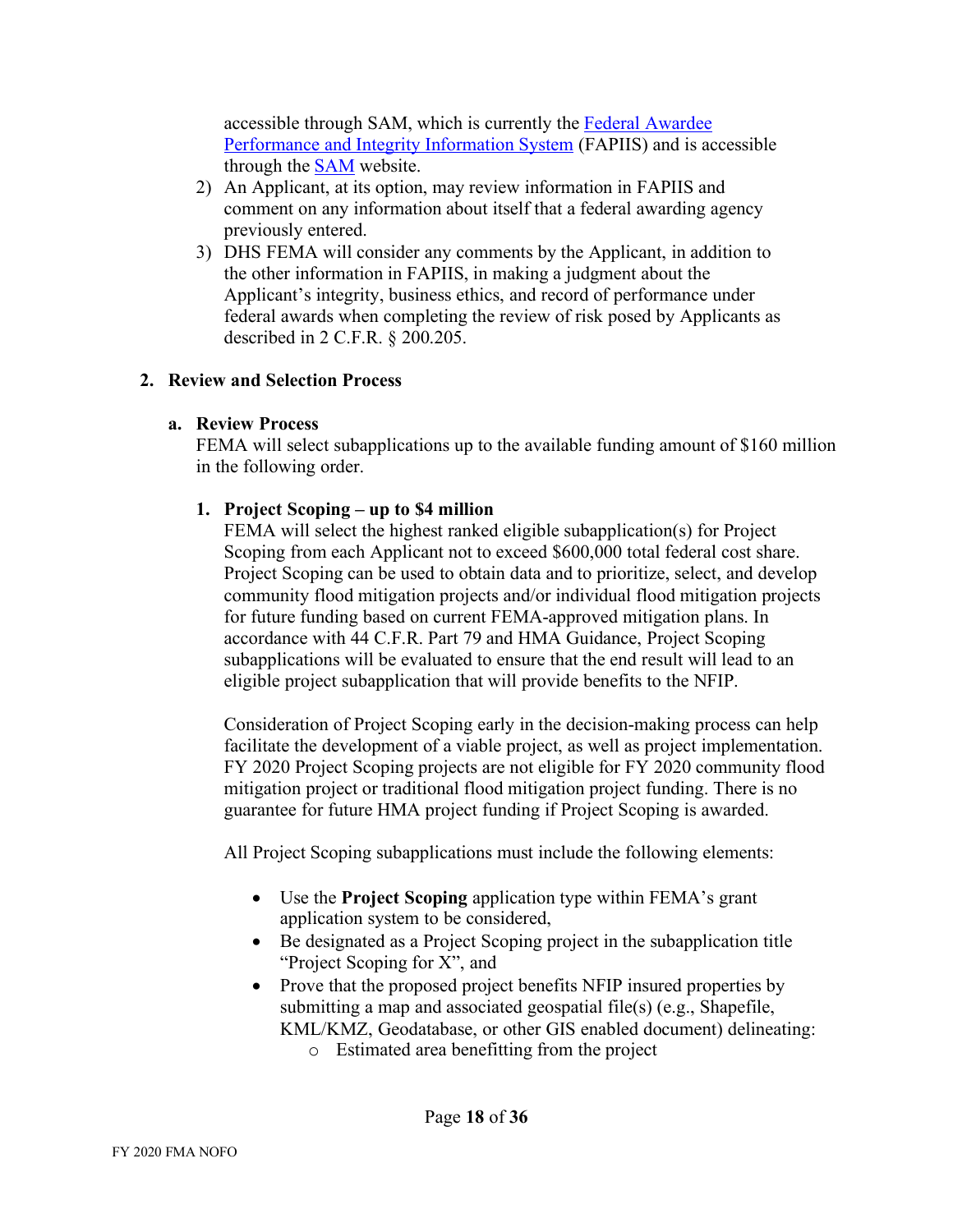accessible through SAM, which is currently the Federal Awardee Performance and Integrity Information System (FAPIIS) and is accessible through the SAM website.

2) An Applicant, at its option, may review information in FAPIIS and comment on any information about itself that a federal awarding agency previously entered.
3) DHS FEMA will consider any comments by the Applicant, in addition to the other information in FAPIIS, in making a judgment about the Applicant's integrity, business ethics, and record of performance under federal awards when completing the review of risk posed by Applicants as described in 2 C.F.R. § 200.205.

## 2. Review and Selection Process

### a. Review Process

FEMA will select subapplications up to the available funding amount of $160 million in the following order.

#### 1. Project Scoping – up to $4 million

FEMA will select the highest ranked eligible subapplication(s) for Project Scoping from each Applicant not to exceed $600,000 total federal cost share. Project Scoping can be used to obtain data and to prioritize, select, and develop community flood mitigation projects and/or individual flood mitigation projects for future funding based on current FEMA-approved mitigation plans. In accordance with 44 C.F.R. Part 79 and HMA Guidance, Project Scoping subapplications will be evaluated to ensure that the end result will lead to an eligible project subapplication that will provide benefits to the NFIP.

Consideration of Project Scoping early in the decision-making process can help facilitate the development of a viable project, as well as project implementation. FY 2020 Project Scoping projects are not eligible for FY 2020 community flood mitigation project or traditional flood mitigation project funding. There is no guarantee for future HMA project funding if Project Scoping is awarded.

All Project Scoping subapplications must include the following elements:

- Use the **Project Scoping** application type within FEMA's grant application system to be considered,
- Be designated as a Project Scoping project in the subapplication title "Project Scoping for X", and
- Prove that the proposed project benefits NFIP insured properties by submitting a map and associated geospatial file(s) (e.g., Shapefile, KML/KMZ, Geodatabase, or other GIS enabled document) delineating:
  - Estimated area benefitting from the project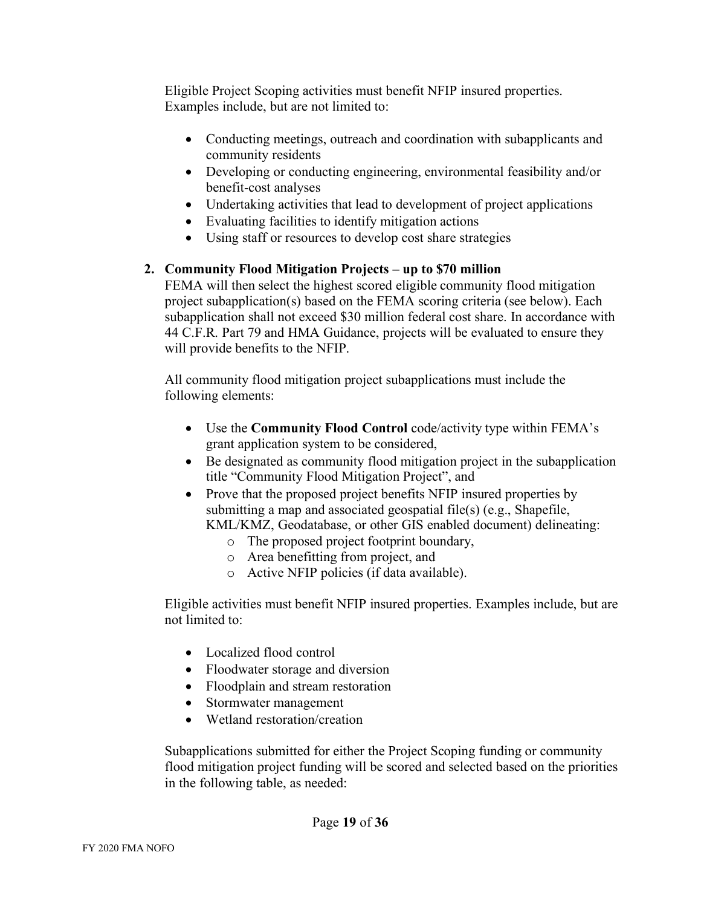Eligible Project Scoping activities must benefit NFIP insured properties. Examples include, but are not limited to:

- Conducting meetings, outreach and coordination with subapplicants and community residents
- Developing or conducting engineering, environmental feasibility and/or benefit-cost analyses
- Undertaking activities that lead to development of project applications
- Evaluating facilities to identify mitigation actions
- Using staff or resources to develop cost share strategies

2. **Community Flood Mitigation Projects – up to $70 million**

   FEMA will then select the highest scored eligible community flood mitigation project subapplication(s) based on the FEMA scoring criteria (see below). Each subapplication shall not exceed $30 million federal cost share. In accordance with 44 C.F.R. Part 79 and HMA Guidance, projects will be evaluated to ensure they will provide benefits to the NFIP.

   All community flood mitigation project subapplications must include the following elements:

   - Use the **Community Flood Control** code/activity type within FEMA's grant application system to be considered,
   - Be designated as community flood mitigation project in the subapplication title "Community Flood Mitigation Project", and
   - Prove that the proposed project benefits NFIP insured properties by submitting a map and associated geospatial file(s) (e.g., Shapefile, KML/KMZ, Geodatabase, or other GIS enabled document) delineating:
     - The proposed project footprint boundary,
     - Area benefitting from project, and
     - Active NFIP policies (if data available).

   Eligible activities must benefit NFIP insured properties. Examples include, but are not limited to:

   - Localized flood control
   - Floodwater storage and diversion
   - Floodplain and stream restoration
   - Stormwater management
   - Wetland restoration/creation

   Subapplications submitted for either the Project Scoping funding or community flood mitigation project funding will be scored and selected based on the priorities in the following table, as needed: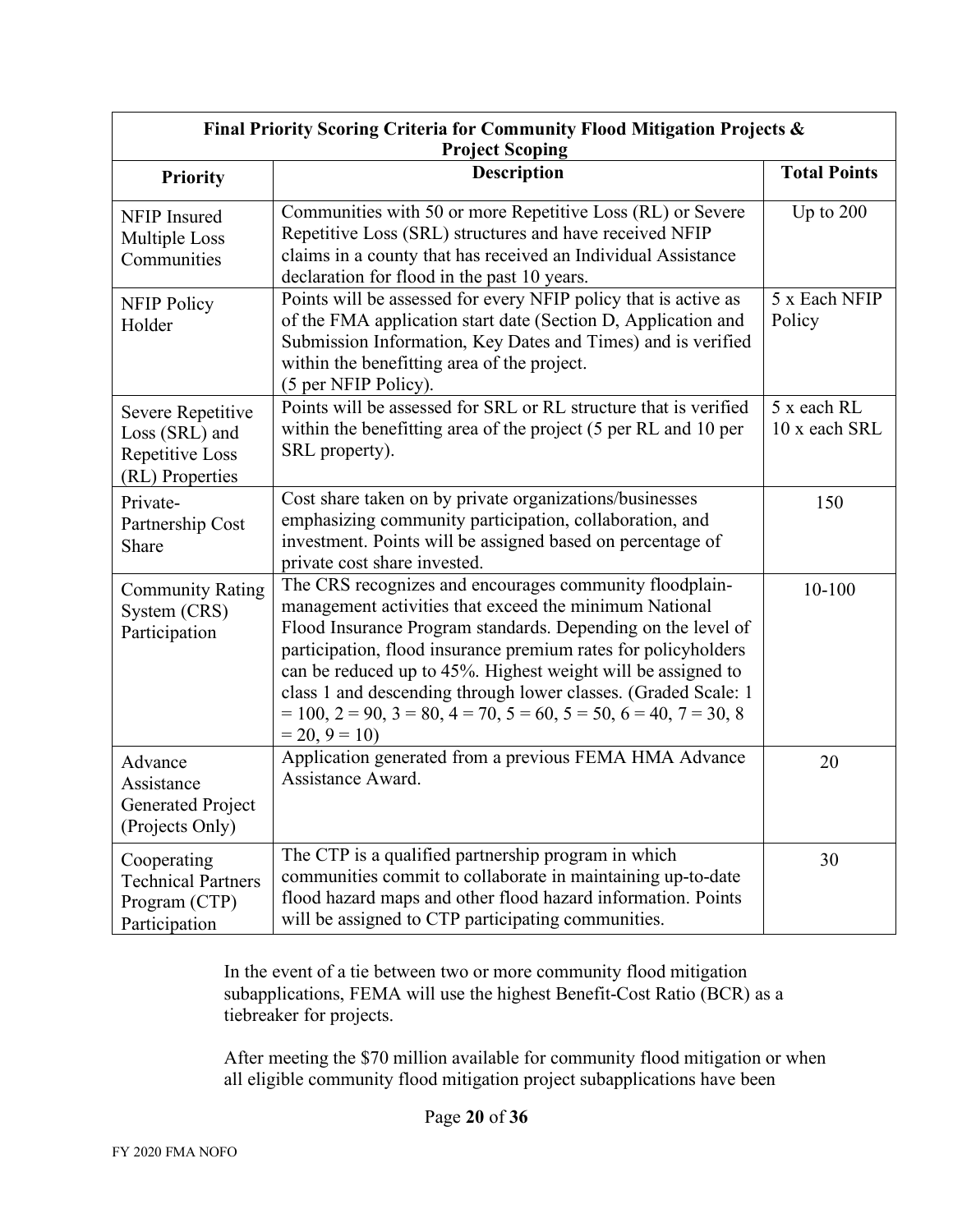| Final Priority Scoring Criteria for Community Flood Mitigation Projects & Project Scoping | | |
|---|---|---|
| **Priority** | **Description** | **Total Points** |
| NFIP Insured Multiple Loss Communities | Communities with 50 or more Repetitive Loss (RL) or Severe Repetitive Loss (SRL) structures and have received NFIP claims in a county that has received an Individual Assistance declaration for flood in the past 10 years. | Up to 200 |
| NFIP Policy Holder | Points will be assessed for every NFIP policy that is active as of the FMA application start date (Section D, Application and Submission Information, Key Dates and Times) and is verified within the benefitting area of the project. (5 per NFIP Policy). | 5 x Each NFIP Policy |
| Severe Repetitive Loss (SRL) and Repetitive Loss (RL) Properties | Points will be assessed for SRL or RL structure that is verified within the benefitting area of the project (5 per RL and 10 per SRL property). | 5 x each RL 10 x each SRL |
| Private-Partnership Cost Share | Cost share taken on by private organizations/businesses emphasizing community participation, collaboration, and investment. Points will be assigned based on percentage of private cost share invested. | 150 |
| Community Rating System (CRS) Participation | The CRS recognizes and encourages community floodplain-management activities that exceed the minimum National Flood Insurance Program standards. Depending on the level of participation, flood insurance premium rates for policyholders can be reduced up to 45%. Highest weight will be assigned to class 1 and descending through lower classes. (Graded Scale: 1 = 100, 2 = 90, 3 = 80, 4 = 70, 5 = 60, 5 = 50, 6 = 40, 7 = 30, 8 = 20, 9 = 10) | 10-100 |
| Advance Assistance Generated Project (Projects Only) | Application generated from a previous FEMA HMA Advance Assistance Award. | 20 |
| Cooperating Technical Partners Program (CTP) Participation | The CTP is a qualified partnership program in which communities commit to collaborate in maintaining up-to-date flood hazard maps and other flood hazard information. Points will be assigned to CTP participating communities. | 30 |

In the event of a tie between two or more community flood mitigation subapplications, FEMA will use the highest Benefit-Cost Ratio (BCR) as a tiebreaker for projects.

After meeting the $70 million available for community flood mitigation or when all eligible community flood mitigation project subapplications have been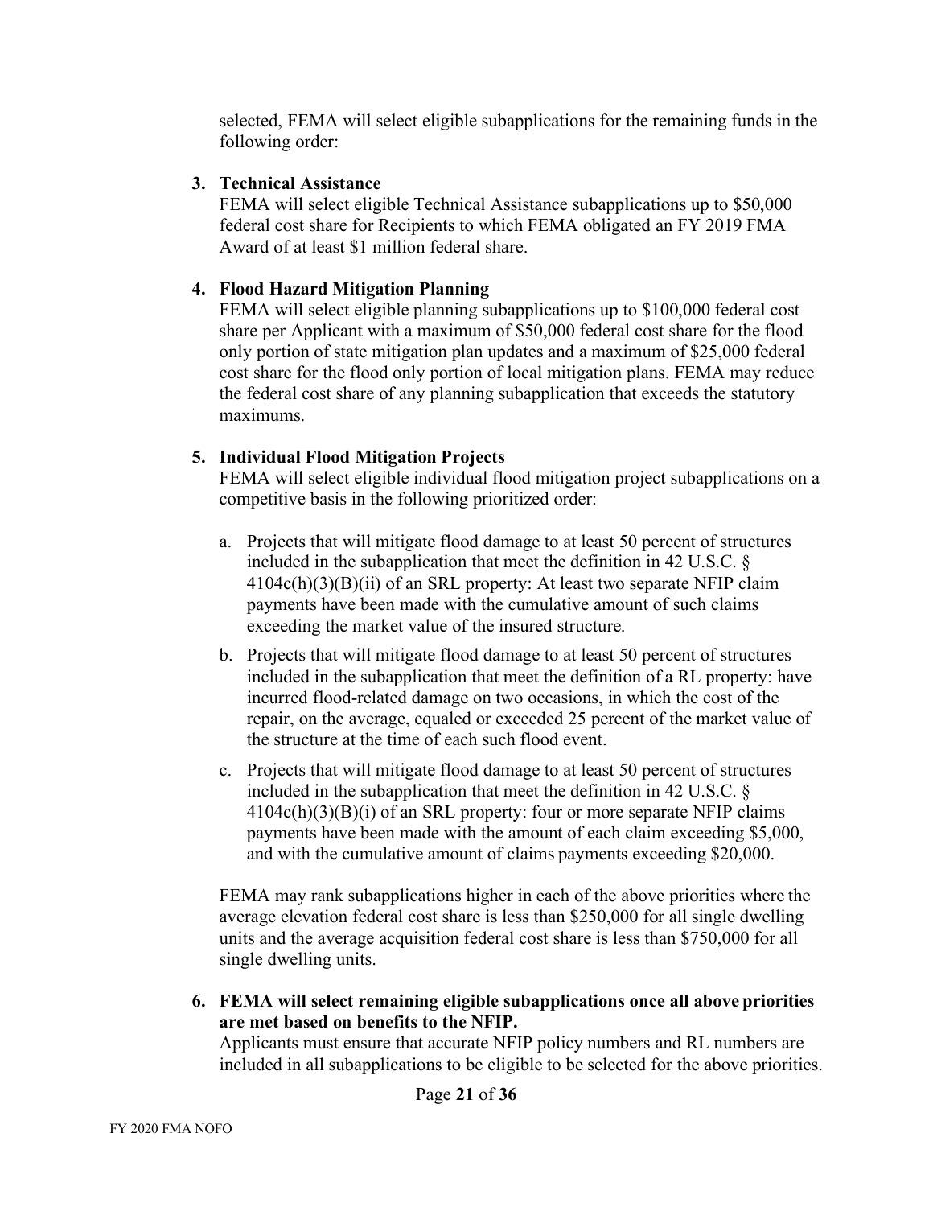selected, FEMA will select eligible subapplications for the remaining funds in the following order:

3. **Technical Assistance**
   FEMA will select eligible Technical Assistance subapplications up to $50,000 federal cost share for Recipients to which FEMA obligated an FY 2019 FMA Award of at least $1 million federal share.

4. **Flood Hazard Mitigation Planning**
   FEMA will select eligible planning subapplications up to $100,000 federal cost share per Applicant with a maximum of $50,000 federal cost share for the flood only portion of state mitigation plan updates and a maximum of $25,000 federal cost share for the flood only portion of local mitigation plans. FEMA may reduce the federal cost share of any planning subapplication that exceeds the statutory maximums.

5. **Individual Flood Mitigation Projects**
   FEMA will select eligible individual flood mitigation project subapplications on a competitive basis in the following prioritized order:

   a. Projects that will mitigate flood damage to at least 50 percent of structures included in the subapplication that meet the definition in 42 U.S.C. § 4104c(h)(3)(B)(ii) of an SRL property: At least two separate NFIP claim payments have been made with the cumulative amount of such claims exceeding the market value of the insured structure.

   b. Projects that will mitigate flood damage to at least 50 percent of structures included in the subapplication that meet the definition of a RL property: have incurred flood-related damage on two occasions, in which the cost of the repair, on the average, equaled or exceeded 25 percent of the market value of the structure at the time of each such flood event.

   c. Projects that will mitigate flood damage to at least 50 percent of structures included in the subapplication that meet the definition in 42 U.S.C. § 4104c(h)(3)(B)(i) of an SRL property: four or more separate NFIP claims payments have been made with the amount of each claim exceeding $5,000, and with the cumulative amount of claims payments exceeding $20,000.

   FEMA may rank subapplications higher in each of the above priorities where the average elevation federal cost share is less than $250,000 for all single dwelling units and the average acquisition federal cost share is less than $750,000 for all single dwelling units.

6. **FEMA will select remaining eligible subapplications once all above priorities are met based on benefits to the NFIP.**
   Applicants must ensure that accurate NFIP policy numbers and RL numbers are included in all subapplications to be eligible to be selected for the above priorities.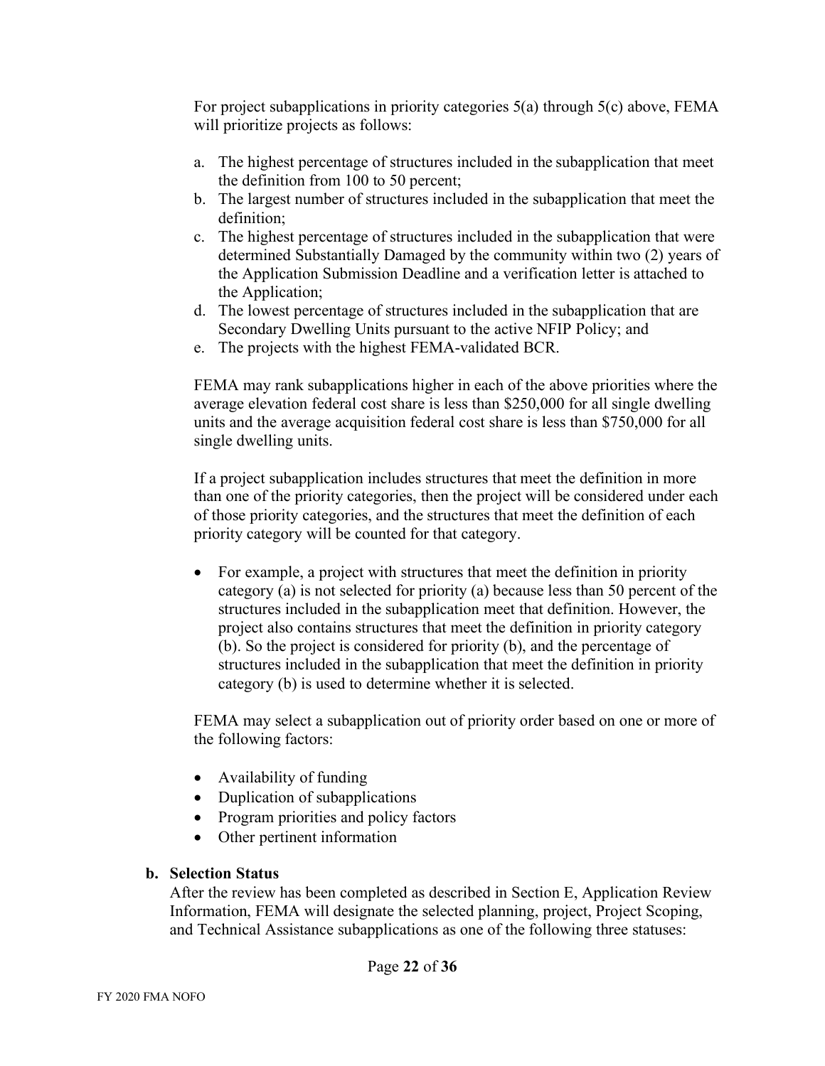For project subapplications in priority categories 5(a) through 5(c) above, FEMA will prioritize projects as follows:

a. The highest percentage of structures included in the subapplication that meet the definition from 100 to 50 percent;
b. The largest number of structures included in the subapplication that meet the definition;
c. The highest percentage of structures included in the subapplication that were determined Substantially Damaged by the community within two (2) years of the Application Submission Deadline and a verification letter is attached to the Application;
d. The lowest percentage of structures included in the subapplication that are Secondary Dwelling Units pursuant to the active NFIP Policy; and
e. The projects with the highest FEMA-validated BCR.

FEMA may rank subapplications higher in each of the above priorities where the average elevation federal cost share is less than $250,000 for all single dwelling units and the average acquisition federal cost share is less than $750,000 for all single dwelling units.

If a project subapplication includes structures that meet the definition in more than one of the priority categories, then the project will be considered under each of those priority categories, and the structures that meet the definition of each priority category will be counted for that category.

- For example, a project with structures that meet the definition in priority category (a) is not selected for priority (a) because less than 50 percent of the structures included in the subapplication meet that definition. However, the project also contains structures that meet the definition in priority category (b). So the project is considered for priority (b), and the percentage of structures included in the subapplication that meet the definition in priority category (b) is used to determine whether it is selected.

FEMA may select a subapplication out of priority order based on one or more of the following factors:

- Availability of funding
- Duplication of subapplications
- Program priorities and policy factors
- Other pertinent information

**b. Selection Status**

After the review has been completed as described in Section E, Application Review Information, FEMA will designate the selected planning, project, Project Scoping, and Technical Assistance subapplications as one of the following three statuses: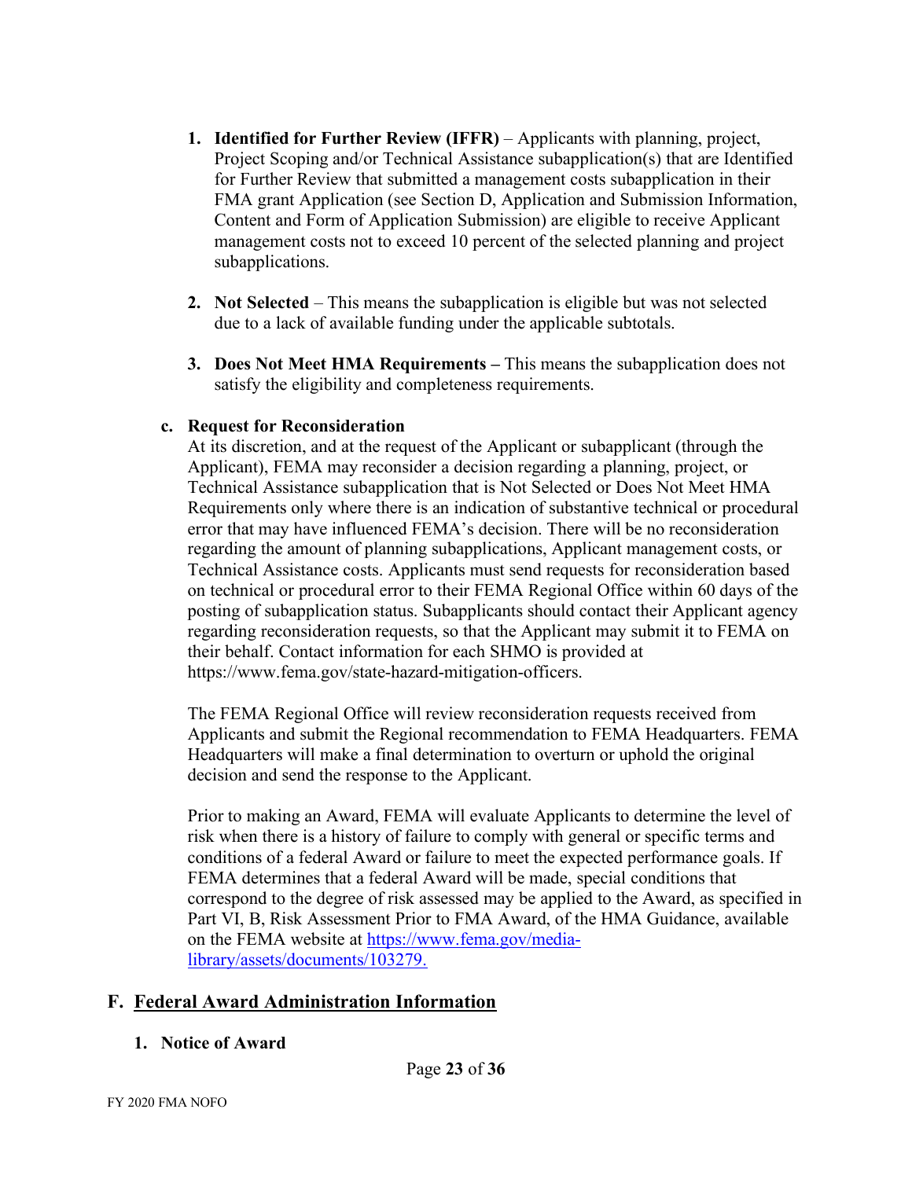1. **Identified for Further Review (IFFR)** – Applicants with planning, project, Project Scoping and/or Technical Assistance subapplication(s) that are Identified for Further Review that submitted a management costs subapplication in their FMA grant Application (see Section D, Application and Submission Information, Content and Form of Application Submission) are eligible to receive Applicant management costs not to exceed 10 percent of the selected planning and project subapplications.

2. **Not Selected** – This means the subapplication is eligible but was not selected due to a lack of available funding under the applicable subtotals.

3. **Does Not Meet HMA Requirements –** This means the subapplication does not satisfy the eligibility and completeness requirements.

**c. Request for Reconsideration**

At its discretion, and at the request of the Applicant or subapplicant (through the Applicant), FEMA may reconsider a decision regarding a planning, project, or Technical Assistance subapplication that is Not Selected or Does Not Meet HMA Requirements only where there is an indication of substantive technical or procedural error that may have influenced FEMA's decision. There will be no reconsideration regarding the amount of planning subapplications, Applicant management costs, or Technical Assistance costs. Applicants must send requests for reconsideration based on technical or procedural error to their FEMA Regional Office within 60 days of the posting of subapplication status. Subapplicants should contact their Applicant agency regarding reconsideration requests, so that the Applicant may submit it to FEMA on their behalf. Contact information for each SHMO is provided at https://www.fema.gov/state-hazard-mitigation-officers.

The FEMA Regional Office will review reconsideration requests received from Applicants and submit the Regional recommendation to FEMA Headquarters. FEMA Headquarters will make a final determination to overturn or uphold the original decision and send the response to the Applicant.

Prior to making an Award, FEMA will evaluate Applicants to determine the level of risk when there is a history of failure to comply with general or specific terms and conditions of a federal Award or failure to meet the expected performance goals. If FEMA determines that a federal Award will be made, special conditions that correspond to the degree of risk assessed may be applied to the Award, as specified in Part VI, B, Risk Assessment Prior to FMA Award, of the HMA Guidance, available on the FEMA website at [https://www.fema.gov/media-library/assets/documents/103279.](https://www.fema.gov/media-library/assets/documents/103279)

## F. Federal Award Administration Information

### 1. Notice of Award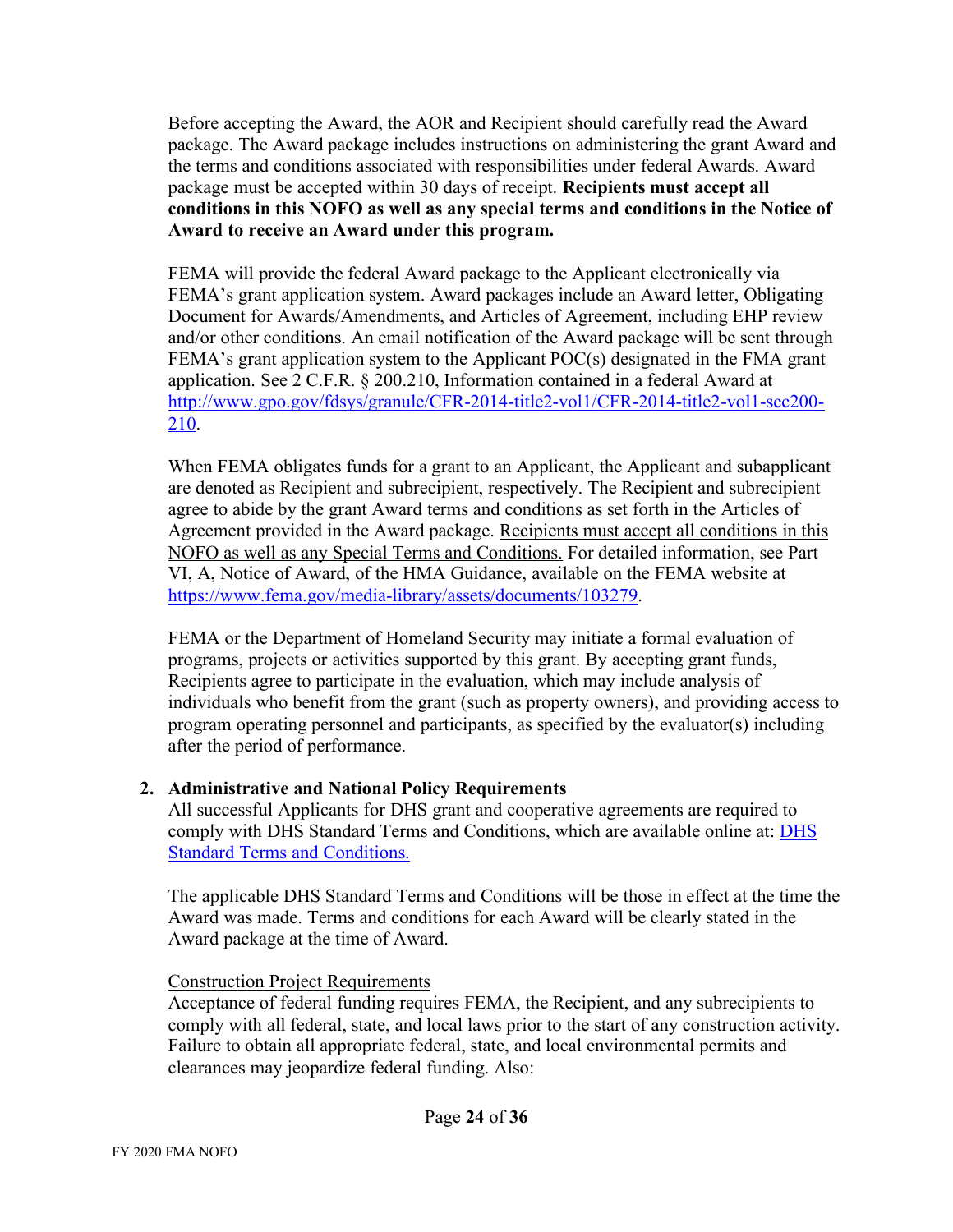Before accepting the Award, the AOR and Recipient should carefully read the Award package. The Award package includes instructions on administering the grant Award and the terms and conditions associated with responsibilities under federal Awards. Award package must be accepted within 30 days of receipt. **Recipients must accept all conditions in this NOFO as well as any special terms and conditions in the Notice of Award to receive an Award under this program.**

FEMA will provide the federal Award package to the Applicant electronically via FEMA's grant application system. Award packages include an Award letter, Obligating Document for Awards/Amendments, and Articles of Agreement, including EHP review and/or other conditions. An email notification of the Award package will be sent through FEMA's grant application system to the Applicant POC(s) designated in the FMA grant application. See 2 C.F.R. § 200.210, Information contained in a federal Award at [http://www.gpo.gov/fdsys/granule/CFR-2014-title2-vol1/CFR-2014-title2-vol1-sec200-210](http://www.gpo.gov/fdsys/granule/CFR-2014-title2-vol1/CFR-2014-title2-vol1-sec200-210).

When FEMA obligates funds for a grant to an Applicant, the Applicant and subapplicant are denoted as Recipient and subrecipient, respectively. The Recipient and subrecipient agree to abide by the grant Award terms and conditions as set forth in the Articles of Agreement provided in the Award package. <u>Recipients must accept all conditions in this NOFO as well as any Special Terms and Conditions.</u> For detailed information, see Part VI, A, Notice of Award, of the HMA Guidance, available on the FEMA website at [https://www.fema.gov/media-library/assets/documents/103279](https://www.fema.gov/media-library/assets/documents/103279).

FEMA or the Department of Homeland Security may initiate a formal evaluation of programs, projects or activities supported by this grant. By accepting grant funds, Recipients agree to participate in the evaluation, which may include analysis of individuals who benefit from the grant (such as property owners), and providing access to program operating personnel and participants, as specified by the evaluator(s) including after the period of performance.

**2. Administrative and National Policy Requirements**

All successful Applicants for DHS grant and cooperative agreements are required to comply with DHS Standard Terms and Conditions, which are available online at: DHS Standard Terms and Conditions.

The applicable DHS Standard Terms and Conditions will be those in effect at the time the Award was made. Terms and conditions for each Award will be clearly stated in the Award package at the time of Award.

<u>Construction Project Requirements</u>

Acceptance of federal funding requires FEMA, the Recipient, and any subrecipients to comply with all federal, state, and local laws prior to the start of any construction activity. Failure to obtain all appropriate federal, state, and local environmental permits and clearances may jeopardize federal funding. Also: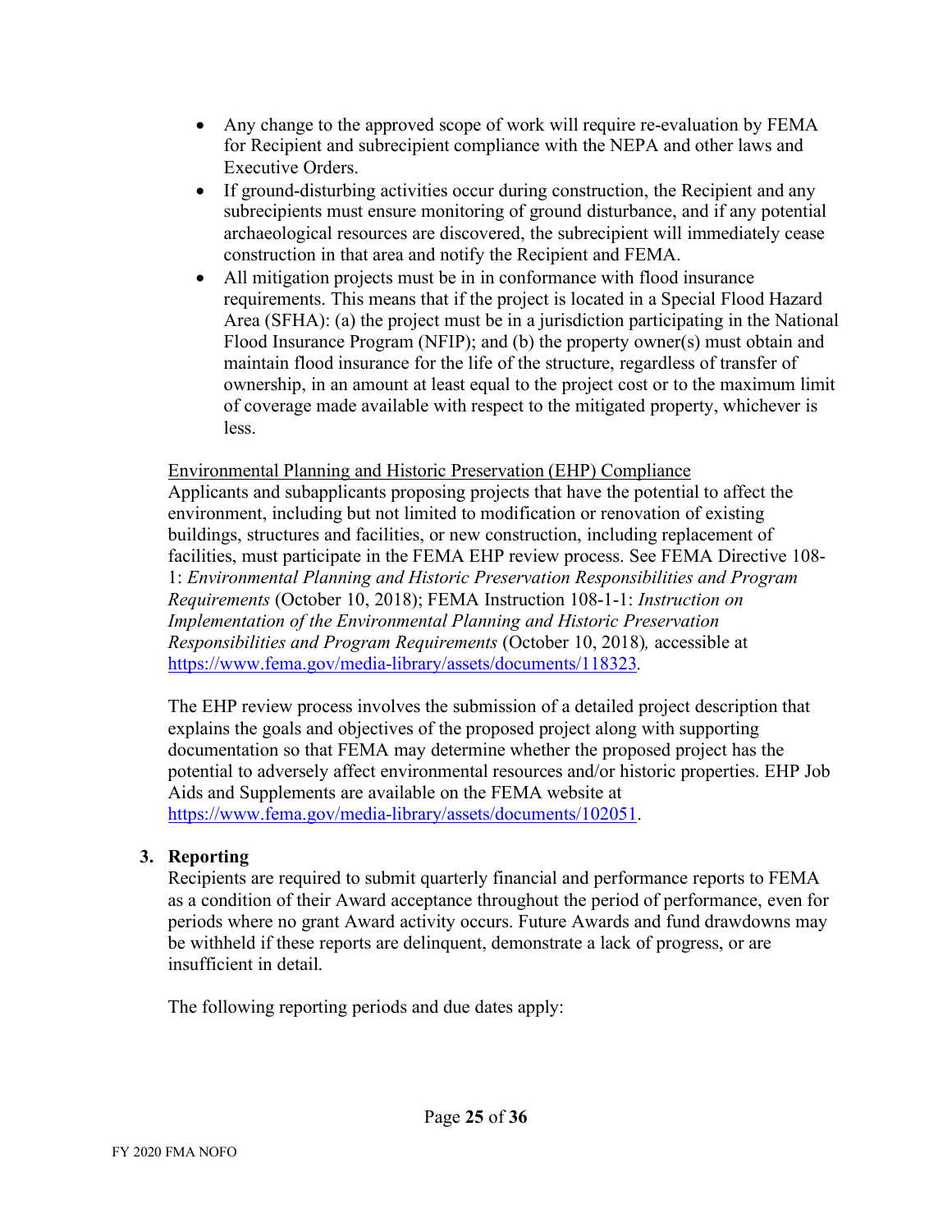- Any change to the approved scope of work will require re-evaluation by FEMA for Recipient and subrecipient compliance with the NEPA and other laws and Executive Orders.
- If ground-disturbing activities occur during construction, the Recipient and any subrecipients must ensure monitoring of ground disturbance, and if any potential archaeological resources are discovered, the subrecipient will immediately cease construction in that area and notify the Recipient and FEMA.
- All mitigation projects must be in in conformance with flood insurance requirements. This means that if the project is located in a Special Flood Hazard Area (SFHA): (a) the project must be in a jurisdiction participating in the National Flood Insurance Program (NFIP); and (b) the property owner(s) must obtain and maintain flood insurance for the life of the structure, regardless of transfer of ownership, in an amount at least equal to the project cost or to the maximum limit of coverage made available with respect to the mitigated property, whichever is less.

Environmental Planning and Historic Preservation (EHP) Compliance

Applicants and subapplicants proposing projects that have the potential to affect the environment, including but not limited to modification or renovation of existing buildings, structures and facilities, or new construction, including replacement of facilities, must participate in the FEMA EHP review process. See FEMA Directive 108-1: *Environmental Planning and Historic Preservation Responsibilities and Program Requirements* (October 10, 2018); FEMA Instruction 108-1-1: *Instruction on Implementation of the Environmental Planning and Historic Preservation Responsibilities and Program Requirements* (October 10, 2018), accessible at https://www.fema.gov/media-library/assets/documents/118323.

The EHP review process involves the submission of a detailed project description that explains the goals and objectives of the proposed project along with supporting documentation so that FEMA may determine whether the proposed project has the potential to adversely affect environmental resources and/or historic properties. EHP Job Aids and Supplements are available on the FEMA website at https://www.fema.gov/media-library/assets/documents/102051.

**3. Reporting**

Recipients are required to submit quarterly financial and performance reports to FEMA as a condition of their Award acceptance throughout the period of performance, even for periods where no grant Award activity occurs. Future Awards and fund drawdowns may be withheld if these reports are delinquent, demonstrate a lack of progress, or are insufficient in detail.

The following reporting periods and due dates apply: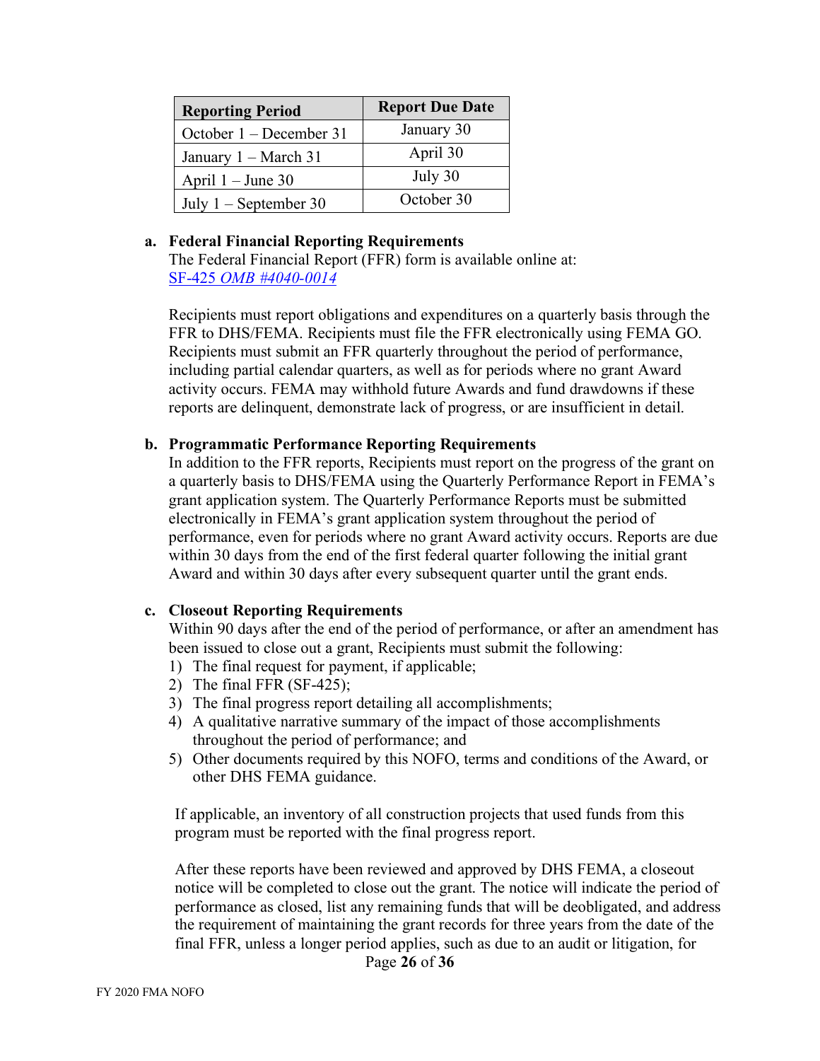| Reporting Period | Report Due Date |
| --- | --- |
| October 1 – December 31 | January 30 |
| January 1 – March 31 | April 30 |
| April 1 – June 30 | July 30 |
| July 1 – September 30 | October 30 |

**a. Federal Financial Reporting Requirements**

The Federal Financial Report (FFR) form is available online at: [SF-425 *OMB #4040-0014*]()

Recipients must report obligations and expenditures on a quarterly basis through the FFR to DHS/FEMA. Recipients must file the FFR electronically using FEMA GO. Recipients must submit an FFR quarterly throughout the period of performance, including partial calendar quarters, as well as for periods where no grant Award activity occurs. FEMA may withhold future Awards and fund drawdowns if these reports are delinquent, demonstrate lack of progress, or are insufficient in detail.

**b. Programmatic Performance Reporting Requirements**

In addition to the FFR reports, Recipients must report on the progress of the grant on a quarterly basis to DHS/FEMA using the Quarterly Performance Report in FEMA's grant application system. The Quarterly Performance Reports must be submitted electronically in FEMA's grant application system throughout the period of performance, even for periods where no grant Award activity occurs. Reports are due within 30 days from the end of the first federal quarter following the initial grant Award and within 30 days after every subsequent quarter until the grant ends.

**c. Closeout Reporting Requirements**

Within 90 days after the end of the period of performance, or after an amendment has been issued to close out a grant, Recipients must submit the following:

1) The final request for payment, if applicable;
2) The final FFR (SF-425);
3) The final progress report detailing all accomplishments;
4) A qualitative narrative summary of the impact of those accomplishments throughout the period of performance; and
5) Other documents required by this NOFO, terms and conditions of the Award, or other DHS FEMA guidance.

If applicable, an inventory of all construction projects that used funds from this program must be reported with the final progress report.

After these reports have been reviewed and approved by DHS FEMA, a closeout notice will be completed to close out the grant. The notice will indicate the period of performance as closed, list any remaining funds that will be deobligated, and address the requirement of maintaining the grant records for three years from the date of the final FFR, unless a longer period applies, such as due to an audit or litigation, for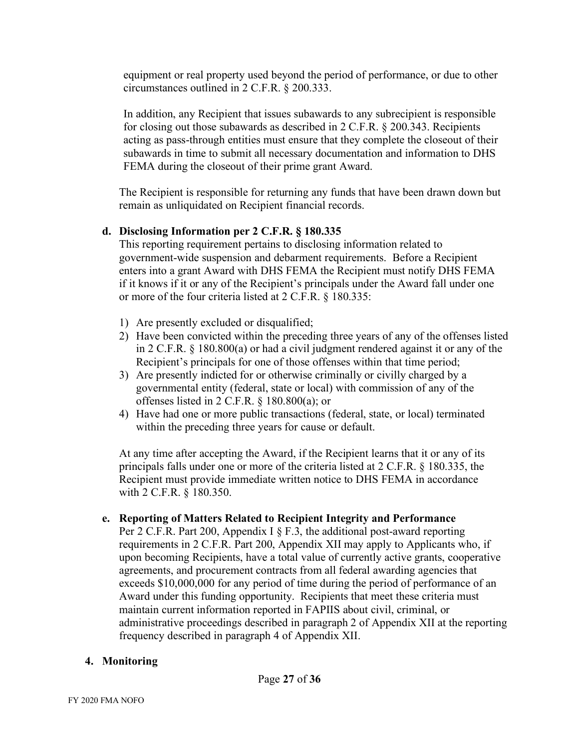equipment or real property used beyond the period of performance, or due to other circumstances outlined in 2 C.F.R. § 200.333.

In addition, any Recipient that issues subawards to any subrecipient is responsible for closing out those subawards as described in 2 C.F.R. § 200.343. Recipients acting as pass-through entities must ensure that they complete the closeout of their subawards in time to submit all necessary documentation and information to DHS FEMA during the closeout of their prime grant Award.

The Recipient is responsible for returning any funds that have been drawn down but remain as unliquidated on Recipient financial records.

**d. Disclosing Information per 2 C.F.R. § 180.335**

This reporting requirement pertains to disclosing information related to government-wide suspension and debarment requirements. Before a Recipient enters into a grant Award with DHS FEMA the Recipient must notify DHS FEMA if it knows if it or any of the Recipient's principals under the Award fall under one or more of the four criteria listed at 2 C.F.R. § 180.335:

1) Are presently excluded or disqualified;
2) Have been convicted within the preceding three years of any of the offenses listed in 2 C.F.R. § 180.800(a) or had a civil judgment rendered against it or any of the Recipient's principals for one of those offenses within that time period;
3) Are presently indicted for or otherwise criminally or civilly charged by a governmental entity (federal, state or local) with commission of any of the offenses listed in 2 C.F.R. § 180.800(a); or
4) Have had one or more public transactions (federal, state, or local) terminated within the preceding three years for cause or default.

At any time after accepting the Award, if the Recipient learns that it or any of its principals falls under one or more of the criteria listed at 2 C.F.R. § 180.335, the Recipient must provide immediate written notice to DHS FEMA in accordance with 2 C.F.R. § 180.350.

**e. Reporting of Matters Related to Recipient Integrity and Performance**

Per 2 C.F.R. Part 200, Appendix I § F.3, the additional post-award reporting requirements in 2 C.F.R. Part 200, Appendix XII may apply to Applicants who, if upon becoming Recipients, have a total value of currently active grants, cooperative agreements, and procurement contracts from all federal awarding agencies that exceeds $10,000,000 for any period of time during the period of performance of an Award under this funding opportunity. Recipients that meet these criteria must maintain current information reported in FAPIIS about civil, criminal, or administrative proceedings described in paragraph 2 of Appendix XII at the reporting frequency described in paragraph 4 of Appendix XII.

**4. Monitoring**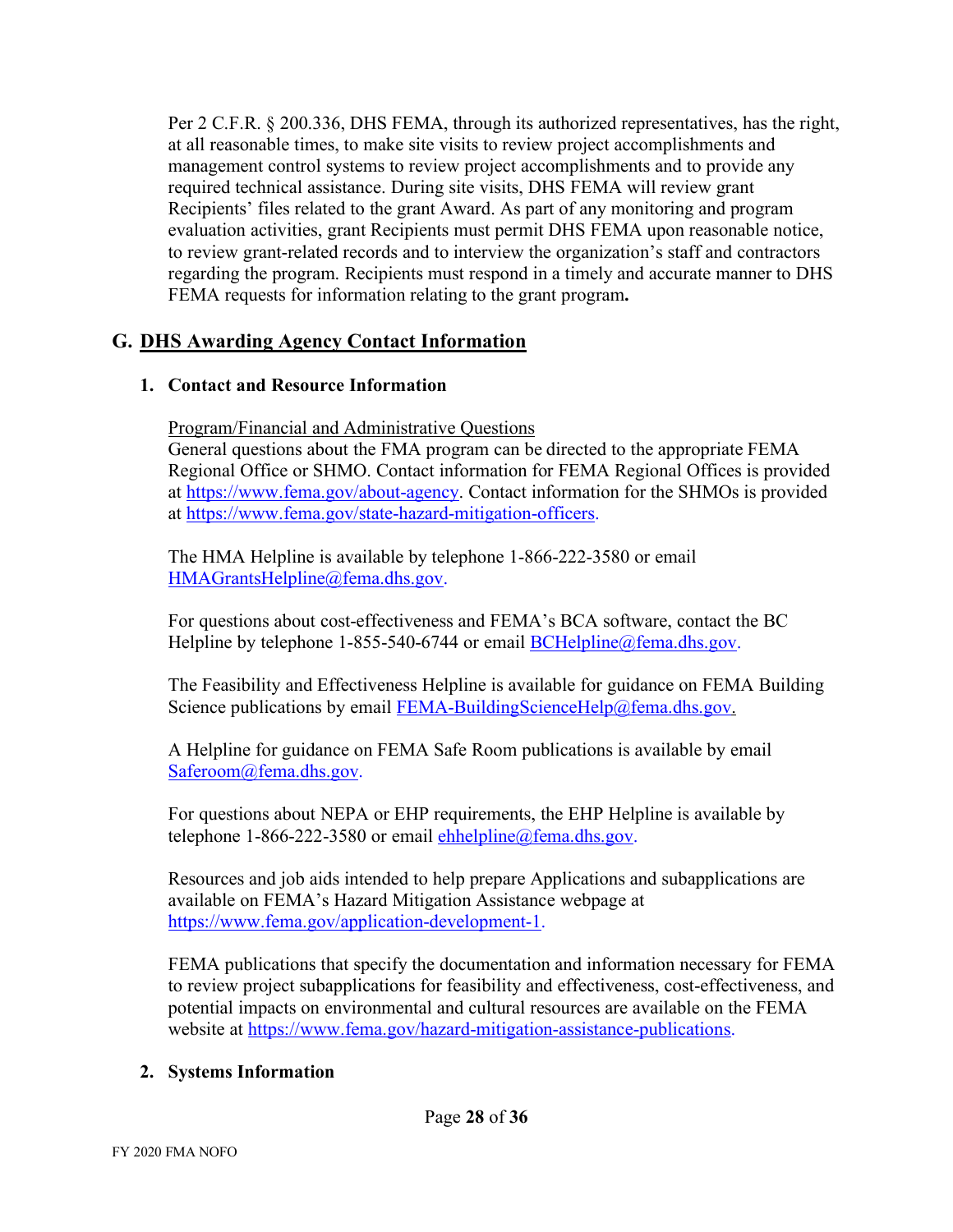Per 2 C.F.R. § 200.336, DHS FEMA, through its authorized representatives, has the right, at all reasonable times, to make site visits to review project accomplishments and management control systems to review project accomplishments and to provide any required technical assistance. During site visits, DHS FEMA will review grant Recipients' files related to the grant Award. As part of any monitoring and program evaluation activities, grant Recipients must permit DHS FEMA upon reasonable notice, to review grant-related records and to interview the organization's staff and contractors regarding the program. Recipients must respond in a timely and accurate manner to DHS FEMA requests for information relating to the grant program.

## G. DHS Awarding Agency Contact Information

### 1. Contact and Resource Information

Program/Financial and Administrative Questions
General questions about the FMA program can be directed to the appropriate FEMA Regional Office or SHMO. Contact information for FEMA Regional Offices is provided at https://www.fema.gov/about-agency. Contact information for the SHMOs is provided at https://www.fema.gov/state-hazard-mitigation-officers.

The HMA Helpline is available by telephone 1-866-222-3580 or email HMAGrantsHelpline@fema.dhs.gov.

For questions about cost-effectiveness and FEMA's BCA software, contact the BC Helpline by telephone 1-855-540-6744 or email BCHelpline@fema.dhs.gov.

The Feasibility and Effectiveness Helpline is available for guidance on FEMA Building Science publications by email FEMA-BuildingScienceHelp@fema.dhs.gov.

A Helpline for guidance on FEMA Safe Room publications is available by email Saferoom@fema.dhs.gov.

For questions about NEPA or EHP requirements, the EHP Helpline is available by telephone 1-866-222-3580 or email ehhelpline@fema.dhs.gov.

Resources and job aids intended to help prepare Applications and subapplications are available on FEMA's Hazard Mitigation Assistance webpage at https://www.fema.gov/application-development-1.

FEMA publications that specify the documentation and information necessary for FEMA to review project subapplications for feasibility and effectiveness, cost-effectiveness, and potential impacts on environmental and cultural resources are available on the FEMA website at https://www.fema.gov/hazard-mitigation-assistance-publications.

### 2. Systems Information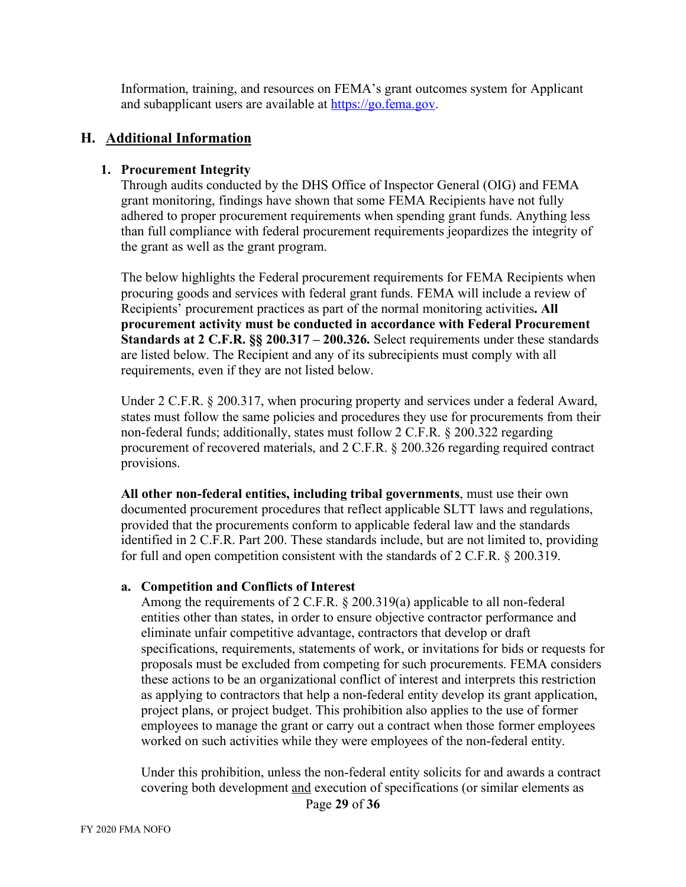Information, training, and resources on FEMA's grant outcomes system for Applicant and subapplicant users are available at https://go.fema.gov.

## H. Additional Information

### 1. Procurement Integrity

Through audits conducted by the DHS Office of Inspector General (OIG) and FEMA grant monitoring, findings have shown that some FEMA Recipients have not fully adhered to proper procurement requirements when spending grant funds. Anything less than full compliance with federal procurement requirements jeopardizes the integrity of the grant as well as the grant program.

The below highlights the Federal procurement requirements for FEMA Recipients when procuring goods and services with federal grant funds. FEMA will include a review of Recipients' procurement practices as part of the normal monitoring activities**. All procurement activity must be conducted in accordance with Federal Procurement Standards at 2 C.F.R. §§ 200.317 – 200.326.** Select requirements under these standards are listed below. The Recipient and any of its subrecipients must comply with all requirements, even if they are not listed below.

Under 2 C.F.R. § 200.317, when procuring property and services under a federal Award, states must follow the same policies and procedures they use for procurements from their non-federal funds; additionally, states must follow 2 C.F.R. § 200.322 regarding procurement of recovered materials, and 2 C.F.R. § 200.326 regarding required contract provisions.

**All other non-federal entities, including tribal governments**, must use their own documented procurement procedures that reflect applicable SLTT laws and regulations, provided that the procurements conform to applicable federal law and the standards identified in 2 C.F.R. Part 200. These standards include, but are not limited to, providing for full and open competition consistent with the standards of 2 C.F.R. § 200.319.

#### a. Competition and Conflicts of Interest

Among the requirements of 2 C.F.R. § 200.319(a) applicable to all non-federal entities other than states, in order to ensure objective contractor performance and eliminate unfair competitive advantage, contractors that develop or draft specifications, requirements, statements of work, or invitations for bids or requests for proposals must be excluded from competing for such procurements. FEMA considers these actions to be an organizational conflict of interest and interprets this restriction as applying to contractors that help a non-federal entity develop its grant application, project plans, or project budget. This prohibition also applies to the use of former employees to manage the grant or carry out a contract when those former employees worked on such activities while they were employees of the non-federal entity.

Under this prohibition, unless the non-federal entity solicits for and awards a contract covering both development and execution of specifications (or similar elements as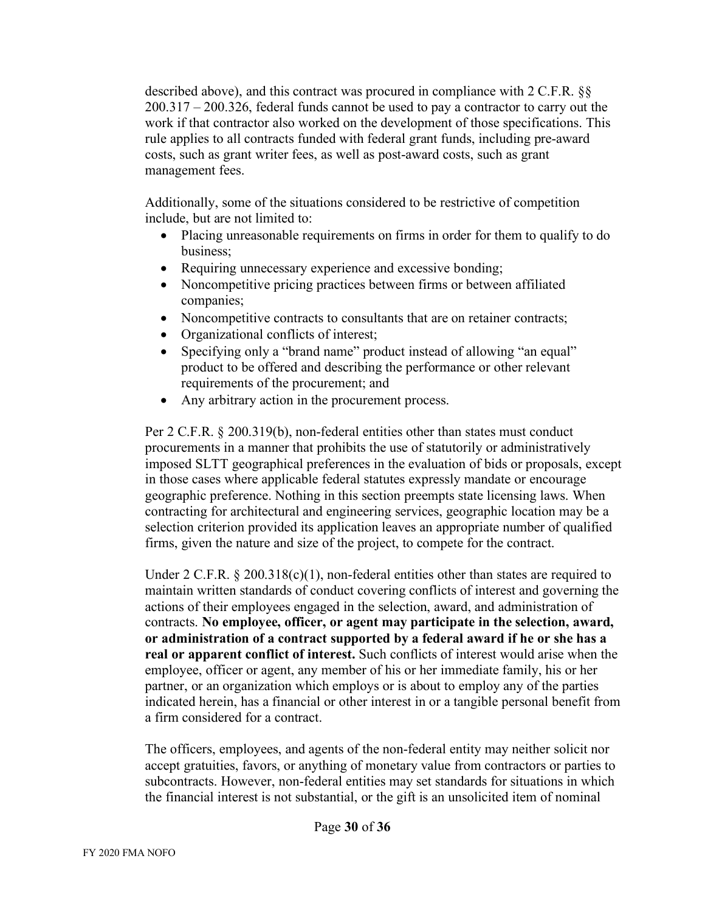described above), and this contract was procured in compliance with 2 C.F.R. §§ 200.317 – 200.326, federal funds cannot be used to pay a contractor to carry out the work if that contractor also worked on the development of those specifications. This rule applies to all contracts funded with federal grant funds, including pre-award costs, such as grant writer fees, as well as post-award costs, such as grant management fees.

Additionally, some of the situations considered to be restrictive of competition include, but are not limited to:

- Placing unreasonable requirements on firms in order for them to qualify to do business;
- Requiring unnecessary experience and excessive bonding;
- Noncompetitive pricing practices between firms or between affiliated companies;
- Noncompetitive contracts to consultants that are on retainer contracts;
- Organizational conflicts of interest;
- Specifying only a "brand name" product instead of allowing "an equal" product to be offered and describing the performance or other relevant requirements of the procurement; and
- Any arbitrary action in the procurement process.

Per 2 C.F.R. § 200.319(b), non-federal entities other than states must conduct procurements in a manner that prohibits the use of statutorily or administratively imposed SLTT geographical preferences in the evaluation of bids or proposals, except in those cases where applicable federal statutes expressly mandate or encourage geographic preference. Nothing in this section preempts state licensing laws. When contracting for architectural and engineering services, geographic location may be a selection criterion provided its application leaves an appropriate number of qualified firms, given the nature and size of the project, to compete for the contract.

Under 2 C.F.R. § 200.318(c)(1), non-federal entities other than states are required to maintain written standards of conduct covering conflicts of interest and governing the actions of their employees engaged in the selection, award, and administration of contracts. **No employee, officer, or agent may participate in the selection, award, or administration of a contract supported by a federal award if he or she has a real or apparent conflict of interest.** Such conflicts of interest would arise when the employee, officer or agent, any member of his or her immediate family, his or her partner, or an organization which employs or is about to employ any of the parties indicated herein, has a financial or other interest in or a tangible personal benefit from a firm considered for a contract.

The officers, employees, and agents of the non-federal entity may neither solicit nor accept gratuities, favors, or anything of monetary value from contractors or parties to subcontracts. However, non-federal entities may set standards for situations in which the financial interest is not substantial, or the gift is an unsolicited item of nominal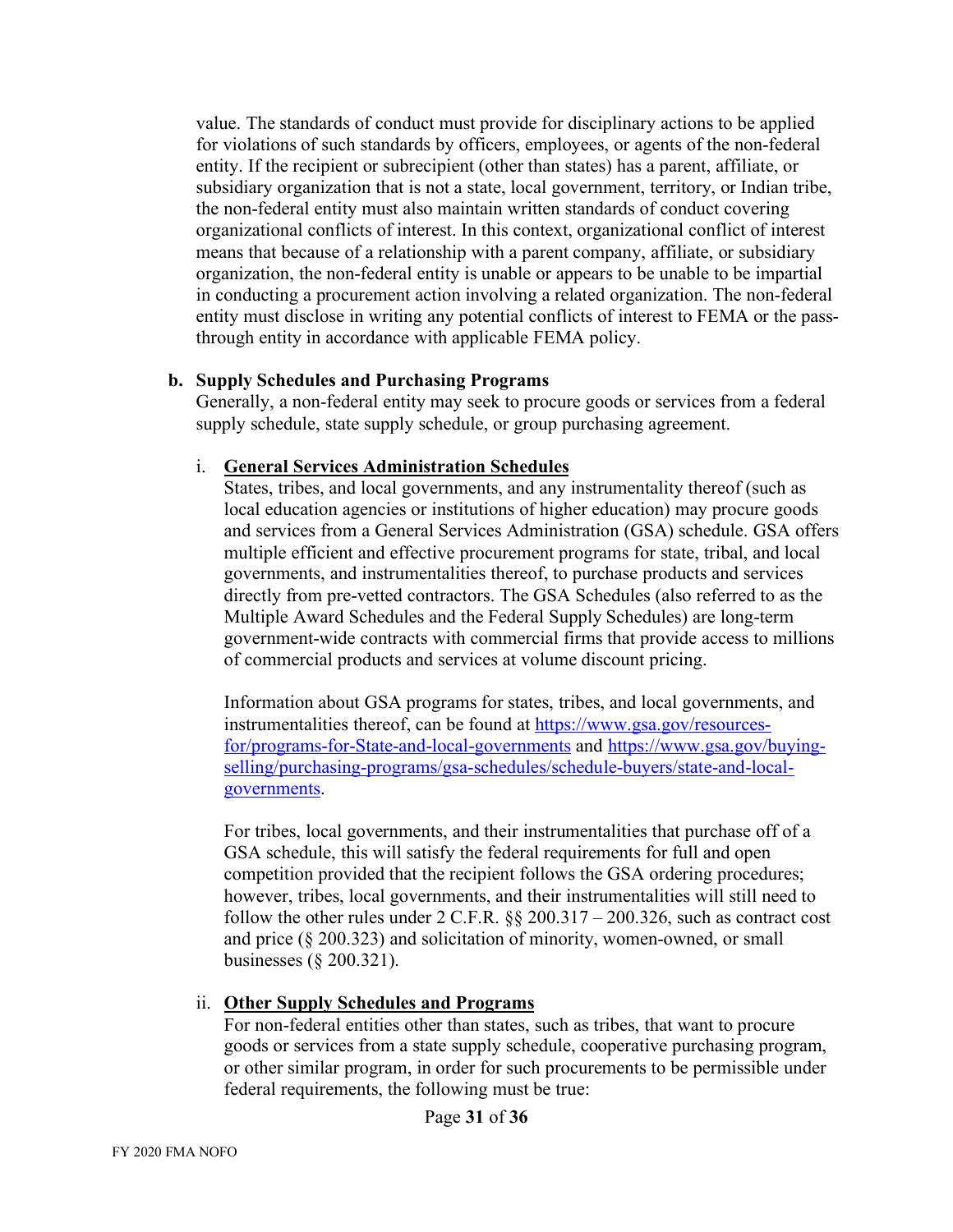value. The standards of conduct must provide for disciplinary actions to be applied for violations of such standards by officers, employees, or agents of the non-federal entity. If the recipient or subrecipient (other than states) has a parent, affiliate, or subsidiary organization that is not a state, local government, territory, or Indian tribe, the non-federal entity must also maintain written standards of conduct covering organizational conflicts of interest. In this context, organizational conflict of interest means that because of a relationship with a parent company, affiliate, or subsidiary organization, the non-federal entity is unable or appears to be unable to be impartial in conducting a procurement action involving a related organization. The non-federal entity must disclose in writing any potential conflicts of interest to FEMA or the pass-through entity in accordance with applicable FEMA policy.

**b. Supply Schedules and Purchasing Programs**

Generally, a non-federal entity may seek to procure goods or services from a federal supply schedule, state supply schedule, or group purchasing agreement.

i. **General Services Administration Schedules**

States, tribes, and local governments, and any instrumentality thereof (such as local education agencies or institutions of higher education) may procure goods and services from a General Services Administration (GSA) schedule. GSA offers multiple efficient and effective procurement programs for state, tribal, and local governments, and instrumentalities thereof, to purchase products and services directly from pre-vetted contractors. The GSA Schedules (also referred to as the Multiple Award Schedules and the Federal Supply Schedules) are long-term government-wide contracts with commercial firms that provide access to millions of commercial products and services at volume discount pricing.

Information about GSA programs for states, tribes, and local governments, and instrumentalities thereof, can be found at https://www.gsa.gov/resources-for/programs-for-State-and-local-governments and https://www.gsa.gov/buying-selling/purchasing-programs/gsa-schedules/schedule-buyers/state-and-local-governments.

For tribes, local governments, and their instrumentalities that purchase off of a GSA schedule, this will satisfy the federal requirements for full and open competition provided that the recipient follows the GSA ordering procedures; however, tribes, local governments, and their instrumentalities will still need to follow the other rules under 2 C.F.R. §§ 200.317 – 200.326, such as contract cost and price (§ 200.323) and solicitation of minority, women-owned, or small businesses (§ 200.321).

ii. **Other Supply Schedules and Programs**

For non-federal entities other than states, such as tribes, that want to procure goods or services from a state supply schedule, cooperative purchasing program, or other similar program, in order for such procurements to be permissible under federal requirements, the following must be true: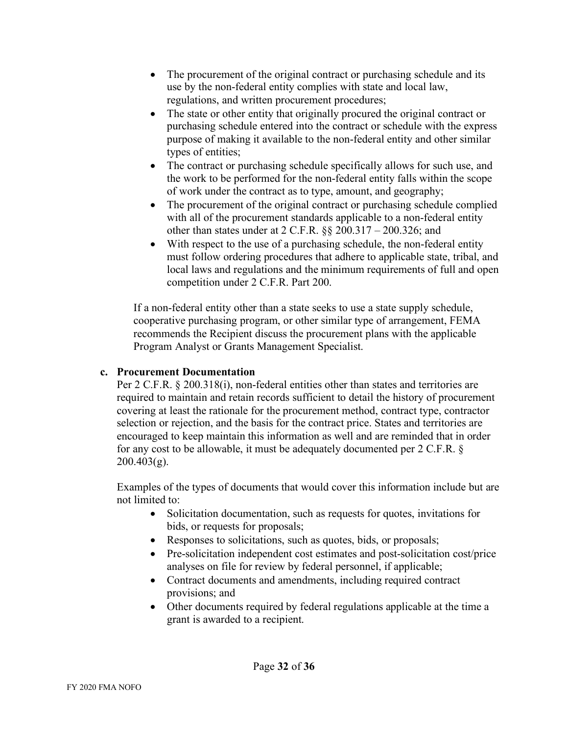- The procurement of the original contract or purchasing schedule and its use by the non-federal entity complies with state and local law, regulations, and written procurement procedures;
- The state or other entity that originally procured the original contract or purchasing schedule entered into the contract or schedule with the express purpose of making it available to the non-federal entity and other similar types of entities;
- The contract or purchasing schedule specifically allows for such use, and the work to be performed for the non-federal entity falls within the scope of work under the contract as to type, amount, and geography;
- The procurement of the original contract or purchasing schedule complied with all of the procurement standards applicable to a non-federal entity other than states under at 2 C.F.R. §§ 200.317 – 200.326; and
- With respect to the use of a purchasing schedule, the non-federal entity must follow ordering procedures that adhere to applicable state, tribal, and local laws and regulations and the minimum requirements of full and open competition under 2 C.F.R. Part 200.

If a non-federal entity other than a state seeks to use a state supply schedule, cooperative purchasing program, or other similar type of arrangement, FEMA recommends the Recipient discuss the procurement plans with the applicable Program Analyst or Grants Management Specialist.

**c. Procurement Documentation**

Per 2 C.F.R. § 200.318(i), non-federal entities other than states and territories are required to maintain and retain records sufficient to detail the history of procurement covering at least the rationale for the procurement method, contract type, contractor selection or rejection, and the basis for the contract price. States and territories are encouraged to keep maintain this information as well and are reminded that in order for any cost to be allowable, it must be adequately documented per 2 C.F.R. § 200.403(g).

Examples of the types of documents that would cover this information include but are not limited to:

- Solicitation documentation, such as requests for quotes, invitations for bids, or requests for proposals;
- Responses to solicitations, such as quotes, bids, or proposals;
- Pre-solicitation independent cost estimates and post-solicitation cost/price analyses on file for review by federal personnel, if applicable;
- Contract documents and amendments, including required contract provisions; and
- Other documents required by federal regulations applicable at the time a grant is awarded to a recipient.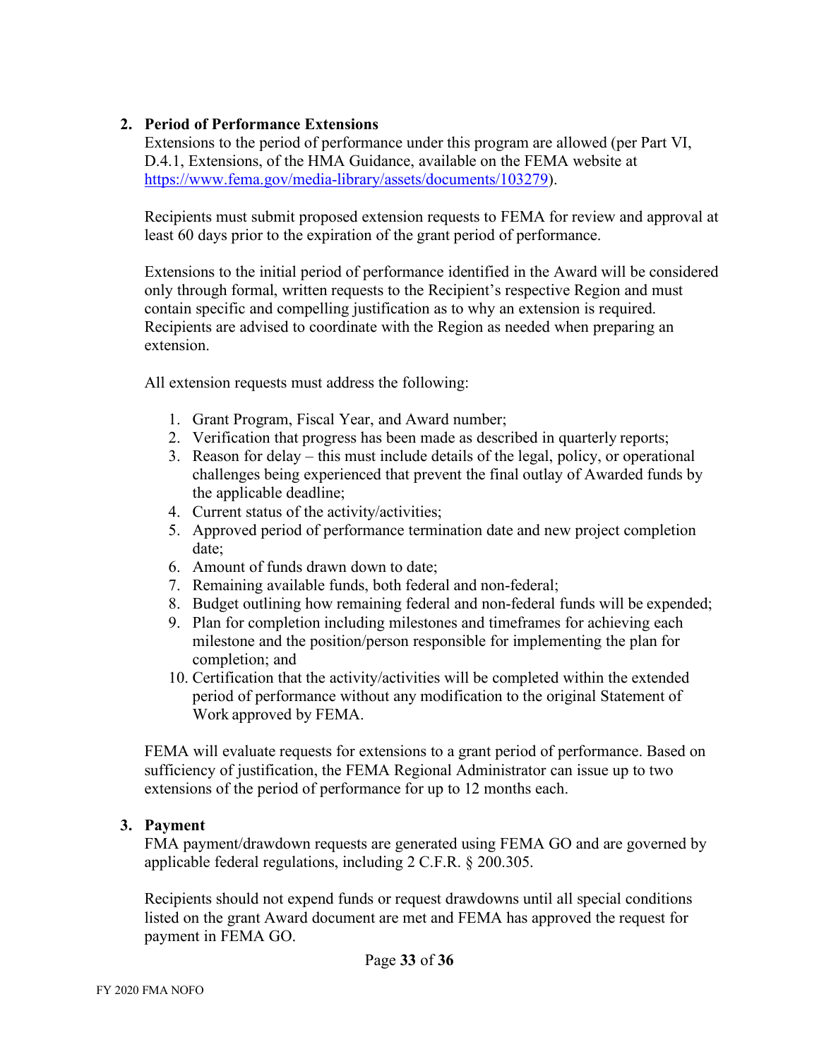## 2. Period of Performance Extensions

Extensions to the period of performance under this program are allowed (per Part VI, D.4.1, Extensions, of the HMA Guidance, available on the FEMA website at [https://www.fema.gov/media-library/assets/documents/103279](https://www.fema.gov/media-library/assets/documents/103279)).

Recipients must submit proposed extension requests to FEMA for review and approval at least 60 days prior to the expiration of the grant period of performance.

Extensions to the initial period of performance identified in the Award will be considered only through formal, written requests to the Recipient's respective Region and must contain specific and compelling justification as to why an extension is required. Recipients are advised to coordinate with the Region as needed when preparing an extension.

All extension requests must address the following:

1. Grant Program, Fiscal Year, and Award number;
2. Verification that progress has been made as described in quarterly reports;
3. Reason for delay – this must include details of the legal, policy, or operational challenges being experienced that prevent the final outlay of Awarded funds by the applicable deadline;
4. Current status of the activity/activities;
5. Approved period of performance termination date and new project completion date;
6. Amount of funds drawn down to date;
7. Remaining available funds, both federal and non-federal;
8. Budget outlining how remaining federal and non-federal funds will be expended;
9. Plan for completion including milestones and timeframes for achieving each milestone and the position/person responsible for implementing the plan for completion; and
10. Certification that the activity/activities will be completed within the extended period of performance without any modification to the original Statement of Work approved by FEMA.

FEMA will evaluate requests for extensions to a grant period of performance. Based on sufficiency of justification, the FEMA Regional Administrator can issue up to two extensions of the period of performance for up to 12 months each.

## 3. Payment

FMA payment/drawdown requests are generated using FEMA GO and are governed by applicable federal regulations, including 2 C.F.R. § 200.305.

Recipients should not expend funds or request drawdowns until all special conditions listed on the grant Award document are met and FEMA has approved the request for payment in FEMA GO.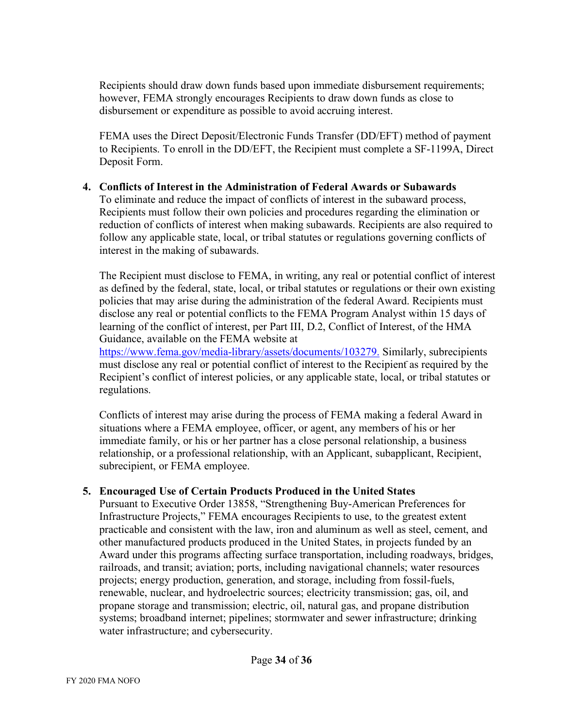Recipients should draw down funds based upon immediate disbursement requirements; however, FEMA strongly encourages Recipients to draw down funds as close to disbursement or expenditure as possible to avoid accruing interest.

FEMA uses the Direct Deposit/Electronic Funds Transfer (DD/EFT) method of payment to Recipients. To enroll in the DD/EFT, the Recipient must complete a SF-1199A, Direct Deposit Form.

4. **Conflicts of Interest in the Administration of Federal Awards or Subawards**
   To eliminate and reduce the impact of conflicts of interest in the subaward process, Recipients must follow their own policies and procedures regarding the elimination or reduction of conflicts of interest when making subawards. Recipients are also required to follow any applicable state, local, or tribal statutes or regulations governing conflicts of interest in the making of subawards.

   The Recipient must disclose to FEMA, in writing, any real or potential conflict of interest as defined by the federal, state, local, or tribal statutes or regulations or their own existing policies that may arise during the administration of the federal Award. Recipients must disclose any real or potential conflicts to the FEMA Program Analyst within 15 days of learning of the conflict of interest, per Part III, D.2, Conflict of Interest, of the HMA Guidance, available on the FEMA website at https://www.fema.gov/media-library/assets/documents/103279. Similarly, subrecipients must disclose any real or potential conflict of interest to the Recipient as required by the Recipient's conflict of interest policies, or any applicable state, local, or tribal statutes or regulations.

   Conflicts of interest may arise during the process of FEMA making a federal Award in situations where a FEMA employee, officer, or agent, any members of his or her immediate family, or his or her partner has a close personal relationship, a business relationship, or a professional relationship, with an Applicant, subapplicant, Recipient, subrecipient, or FEMA employee.

5. **Encouraged Use of Certain Products Produced in the United States**
   Pursuant to Executive Order 13858, "Strengthening Buy-American Preferences for Infrastructure Projects," FEMA encourages Recipients to use, to the greatest extent practicable and consistent with the law, iron and aluminum as well as steel, cement, and other manufactured products produced in the United States, in projects funded by an Award under this programs affecting surface transportation, including roadways, bridges, railroads, and transit; aviation; ports, including navigational channels; water resources projects; energy production, generation, and storage, including from fossil-fuels, renewable, nuclear, and hydroelectric sources; electricity transmission; gas, oil, and propane storage and transmission; electric, oil, natural gas, and propane distribution systems; broadband internet; pipelines; stormwater and sewer infrastructure; drinking water infrastructure; and cybersecurity.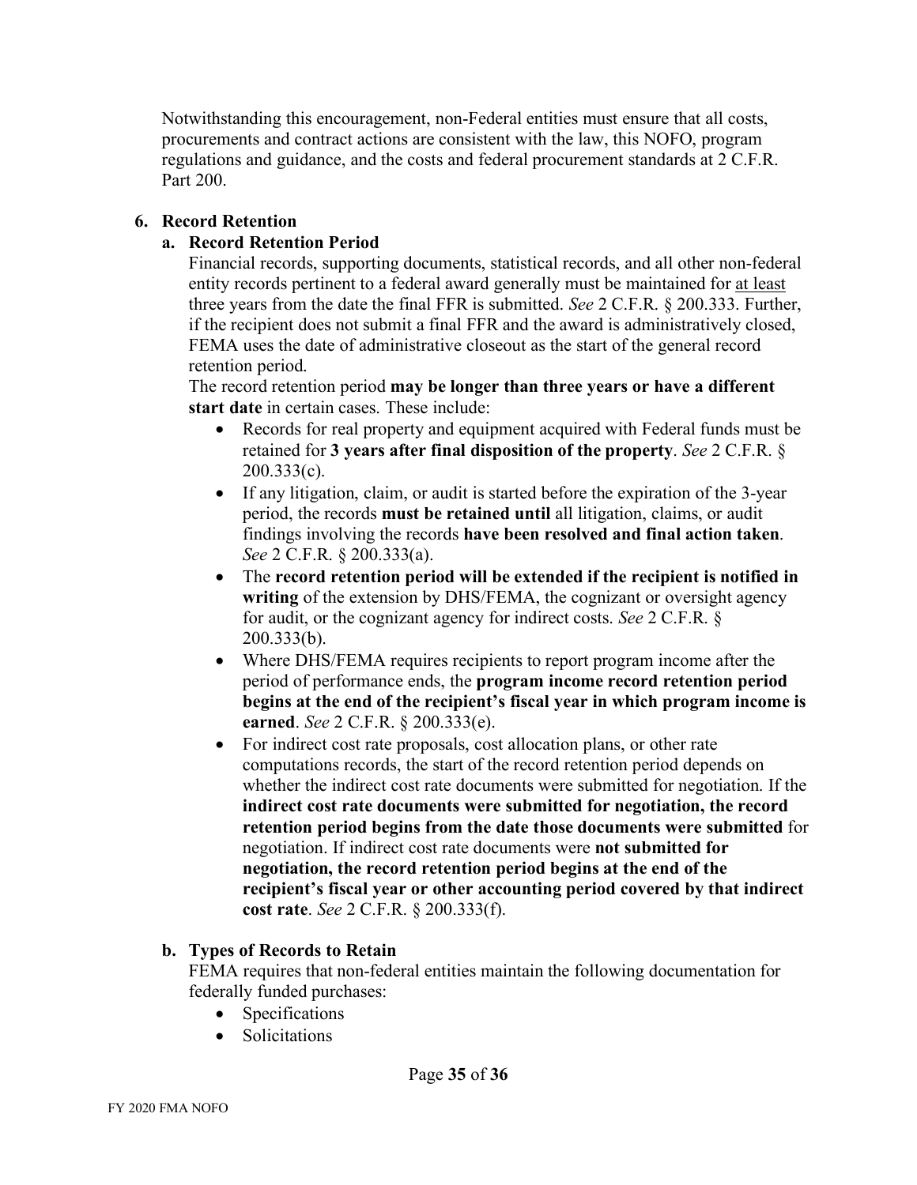Notwithstanding this encouragement, non-Federal entities must ensure that all costs, procurements and contract actions are consistent with the law, this NOFO, program regulations and guidance, and the costs and federal procurement standards at 2 C.F.R. Part 200.

### 6. Record Retention

#### a. Record Retention Period

Financial records, supporting documents, statistical records, and all other non-federal entity records pertinent to a federal award generally must be maintained for at least three years from the date the final FFR is submitted. *See* 2 C.F.R. § 200.333. Further, if the recipient does not submit a final FFR and the award is administratively closed, FEMA uses the date of administrative closeout as the start of the general record retention period.

The record retention period **may be longer than three years or have a different start date** in certain cases. These include:

- Records for real property and equipment acquired with Federal funds must be retained for **3 years after final disposition of the property**. *See* 2 C.F.R. § 200.333(c).
- If any litigation, claim, or audit is started before the expiration of the 3-year period, the records **must be retained until** all litigation, claims, or audit findings involving the records **have been resolved and final action taken**. *See* 2 C.F.R. § 200.333(a).
- The **record retention period will be extended if the recipient is notified in writing** of the extension by DHS/FEMA, the cognizant or oversight agency for audit, or the cognizant agency for indirect costs. *See* 2 C.F.R. § 200.333(b).
- Where DHS/FEMA requires recipients to report program income after the period of performance ends, the **program income record retention period begins at the end of the recipient's fiscal year in which program income is earned**. *See* 2 C.F.R. § 200.333(e).
- For indirect cost rate proposals, cost allocation plans, or other rate computations records, the start of the record retention period depends on whether the indirect cost rate documents were submitted for negotiation. If the **indirect cost rate documents were submitted for negotiation, the record retention period begins from the date those documents were submitted** for negotiation. If indirect cost rate documents were **not submitted for negotiation, the record retention period begins at the end of the recipient's fiscal year or other accounting period covered by that indirect cost rate**. *See* 2 C.F.R. § 200.333(f).

#### b. Types of Records to Retain

FEMA requires that non-federal entities maintain the following documentation for federally funded purchases:

- Specifications
- Solicitations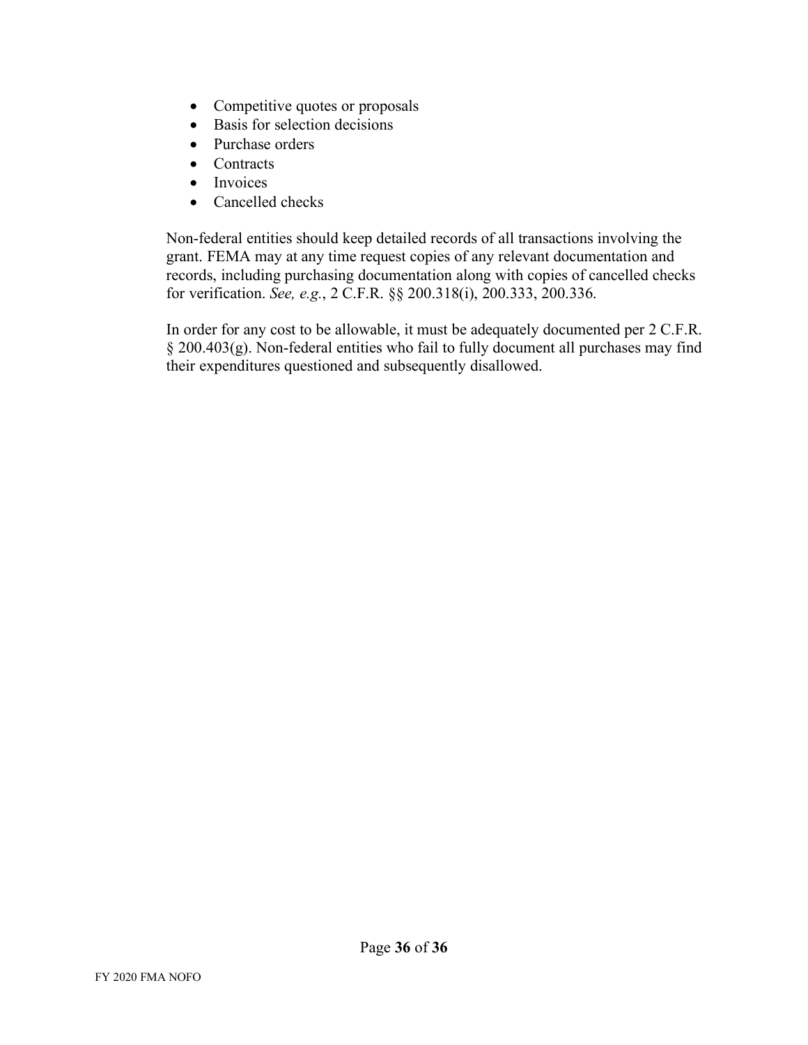- Competitive quotes or proposals
- Basis for selection decisions
- Purchase orders
- Contracts
- Invoices
- Cancelled checks

Non-federal entities should keep detailed records of all transactions involving the grant. FEMA may at any time request copies of any relevant documentation and records, including purchasing documentation along with copies of cancelled checks for verification. *See, e.g.*, 2 C.F.R. §§ 200.318(i), 200.333, 200.336.

In order for any cost to be allowable, it must be adequately documented per 2 C.F.R. § 200.403(g). Non-federal entities who fail to fully document all purchases may find their expenditures questioned and subsequently disallowed.